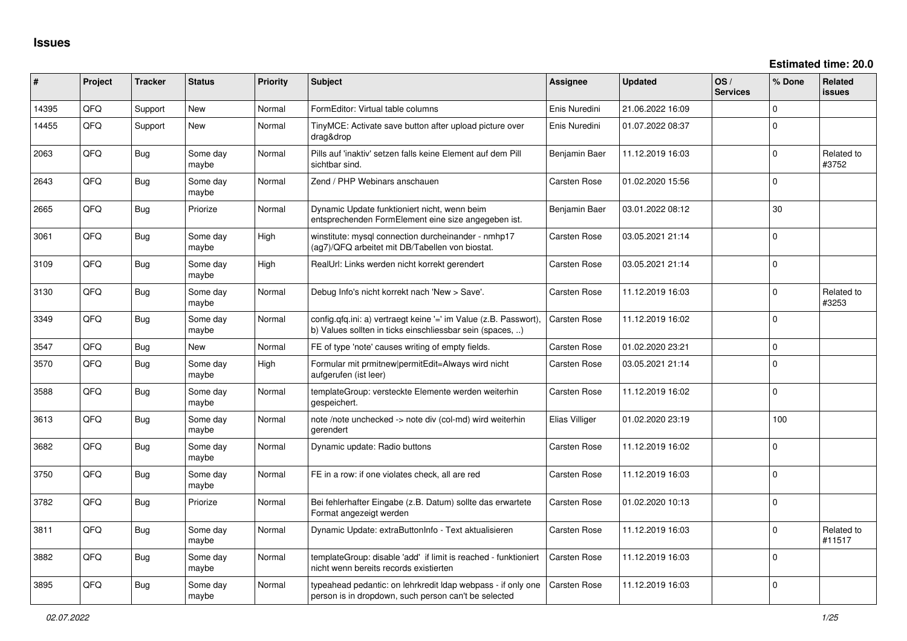# Issues

**Estimated time: 20.0**

| # | Project | Tracker | Status | Priority | Subject | Assignee | Updated | OS / Services | % Done | Related issues |
|---|---|---|---|---|---|---|---|---|---|---|
| 14395 | QFQ | Support | New | Normal | FormEditor: Virtual table columns | Enis Nuredini | 21.06.2022 16:09 | | 0 | |
| 14455 | QFQ | Support | New | Normal | TinyMCE: Activate save button after upload picture over drag&drop | Enis Nuredini | 01.07.2022 08:37 | | 0 | |
| 2063 | QFQ | Bug | Some day maybe | Normal | Pills auf 'inaktiv' setzen falls keine Element auf dem Pill sichtbar sind. | Benjamin Baer | 11.12.2019 16:03 | | 0 | Related to #3752 |
| 2643 | QFQ | Bug | Some day maybe | Normal | Zend / PHP Webinars anschauen | Carsten Rose | 01.02.2020 15:56 | | 0 | |
| 2665 | QFQ | Bug | Priorize | Normal | Dynamic Update funktioniert nicht, wenn beim entsprechenden FormElement eine size angegeben ist. | Benjamin Baer | 03.01.2022 08:12 | | 30 | |
| 3061 | QFQ | Bug | Some day maybe | High | winstitute: mysql connection durcheinander - nmhp17 (ag7)/QFQ arbeitet mit DB/Tabellen von biostat. | Carsten Rose | 03.05.2021 21:14 | | 0 | |
| 3109 | QFQ | Bug | Some day maybe | High | RealUrl: Links werden nicht korrekt gerendert | Carsten Rose | 03.05.2021 21:14 | | 0 | |
| 3130 | QFQ | Bug | Some day maybe | Normal | Debug Info's nicht korrekt nach 'New > Save'. | Carsten Rose | 11.12.2019 16:03 | | 0 | Related to #3253 |
| 3349 | QFQ | Bug | Some day maybe | Normal | config.qfq.ini: a) vertraegt keine '=' im Value (z.B. Passwort), b) Values sollten in ticks einschliessbar sein (spaces, ..) | Carsten Rose | 11.12.2019 16:02 | | 0 | |
| 3547 | QFQ | Bug | New | Normal | FE of type 'note' causes writing of empty fields. | Carsten Rose | 01.02.2020 23:21 | | 0 | |
| 3570 | QFQ | Bug | Some day maybe | High | Formular mit prmitnew\|permitEdit=Always wird nicht aufgerufen (ist leer) | Carsten Rose | 03.05.2021 21:14 | | 0 | |
| 3588 | QFQ | Bug | Some day maybe | Normal | templateGroup: versteckte Elemente werden weiterhin gespeichert. | Carsten Rose | 11.12.2019 16:02 | | 0 | |
| 3613 | QFQ | Bug | Some day maybe | Normal | note /note unchecked -> note div (col-md) wird weiterhin gerendert | Elias Villiger | 01.02.2020 23:19 | | 100 | |
| 3682 | QFQ | Bug | Some day maybe | Normal | Dynamic update: Radio buttons | Carsten Rose | 11.12.2019 16:02 | | 0 | |
| 3750 | QFQ | Bug | Some day maybe | Normal | FE in a row: if one violates check, all are red | Carsten Rose | 11.12.2019 16:03 | | 0 | |
| 3782 | QFQ | Bug | Priorize | Normal | Bei fehlerhafter Eingabe (z.B. Datum) sollte das erwartete Format angezeigt werden | Carsten Rose | 01.02.2020 10:13 | | 0 | |
| 3811 | QFQ | Bug | Some day maybe | Normal | Dynamic Update: extraButtonInfo - Text aktualisieren | Carsten Rose | 11.12.2019 16:03 | | 0 | Related to #11517 |
| 3882 | QFQ | Bug | Some day maybe | Normal | templateGroup: disable 'add' if limit is reached - funktioniert nicht wenn bereits records existierten | Carsten Rose | 11.12.2019 16:03 | | 0 | |
| 3895 | QFQ | Bug | Some day maybe | Normal | typeahead pedantic: on lehrkredit ldap webpass - if only one person is in dropdown, such person can't be selected | Carsten Rose | 11.12.2019 16:03 | | 0 | |

*02.07.2022*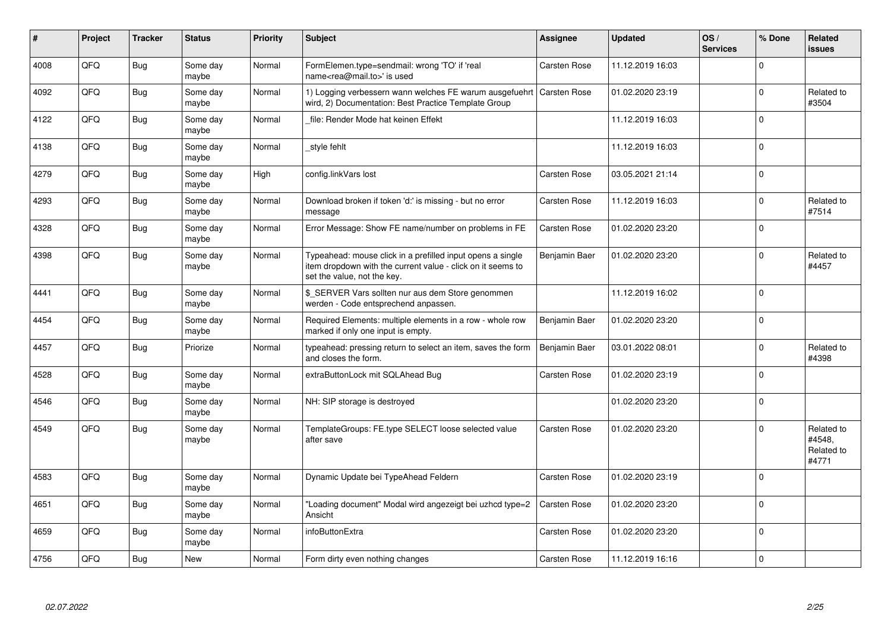| # | Project | Tracker | Status | Priority | Subject | Assignee | Updated | OS / Services | % Done | Related issues |
|---|---|---|---|---|---|---|---|---|---|---|
| 4008 | QFQ | Bug | Some day maybe | Normal | FormElemen.type=sendmail: wrong 'TO' if 'real name<rea@mail.to>' is used | Carsten Rose | 11.12.2019 16:03 | | 0 | |
| 4092 | QFQ | Bug | Some day maybe | Normal | 1) Logging verbessern wann welches FE warum ausgefuehrt wird, 2) Documentation: Best Practice Template Group | Carsten Rose | 01.02.2020 23:19 | | 0 | Related to #3504 |
| 4122 | QFQ | Bug | Some day maybe | Normal | _file: Render Mode hat keinen Effekt | | 11.12.2019 16:03 | | 0 | |
| 4138 | QFQ | Bug | Some day maybe | Normal | _style fehlt | | 11.12.2019 16:03 | | 0 | |
| 4279 | QFQ | Bug | Some day maybe | High | config.linkVars lost | Carsten Rose | 03.05.2021 21:14 | | 0 | |
| 4293 | QFQ | Bug | Some day maybe | Normal | Download broken if token 'd:' is missing - but no error message | Carsten Rose | 11.12.2019 16:03 | | 0 | Related to #7514 |
| 4328 | QFQ | Bug | Some day maybe | Normal | Error Message: Show FE name/number on problems in FE | Carsten Rose | 01.02.2020 23:20 | | 0 | |
| 4398 | QFQ | Bug | Some day maybe | Normal | Typeahead: mouse click in a prefilled input opens a single item dropdown with the current value - click on it seems to set the value, not the key. | Benjamin Baer | 01.02.2020 23:20 | | 0 | Related to #4457 |
| 4441 | QFQ | Bug | Some day maybe | Normal | $_SERVER Vars sollten nur aus dem Store genommen werden - Code entsprechend anpassen. | | 11.12.2019 16:02 | | 0 | |
| 4454 | QFQ | Bug | Some day maybe | Normal | Required Elements: multiple elements in a row - whole row marked if only one input is empty. | Benjamin Baer | 01.02.2020 23:20 | | 0 | |
| 4457 | QFQ | Bug | Priorize | Normal | typeahead: pressing return to select an item, saves the form and closes the form. | Benjamin Baer | 03.01.2022 08:01 | | 0 | Related to #4398 |
| 4528 | QFQ | Bug | Some day maybe | Normal | extraButtonLock mit SQLAhead Bug | Carsten Rose | 01.02.2020 23:19 | | 0 | |
| 4546 | QFQ | Bug | Some day maybe | Normal | NH: SIP storage is destroyed | | 01.02.2020 23:20 | | 0 | |
| 4549 | QFQ | Bug | Some day maybe | Normal | TemplateGroups: FE.type SELECT loose selected value after save | Carsten Rose | 01.02.2020 23:20 | | 0 | Related to #4548, Related to #4771 |
| 4583 | QFQ | Bug | Some day maybe | Normal | Dynamic Update bei TypeAhead Feldern | Carsten Rose | 01.02.2020 23:19 | | 0 | |
| 4651 | QFQ | Bug | Some day maybe | Normal | "Loading document" Modal wird angezeigt bei uzhcd type=2 Ansicht | Carsten Rose | 01.02.2020 23:20 | | 0 | |
| 4659 | QFQ | Bug | Some day maybe | Normal | infoButtonExtra | Carsten Rose | 01.02.2020 23:20 | | 0 | |
| 4756 | QFQ | Bug | New | Normal | Form dirty even nothing changes | Carsten Rose | 11.12.2019 16:16 | | 0 | |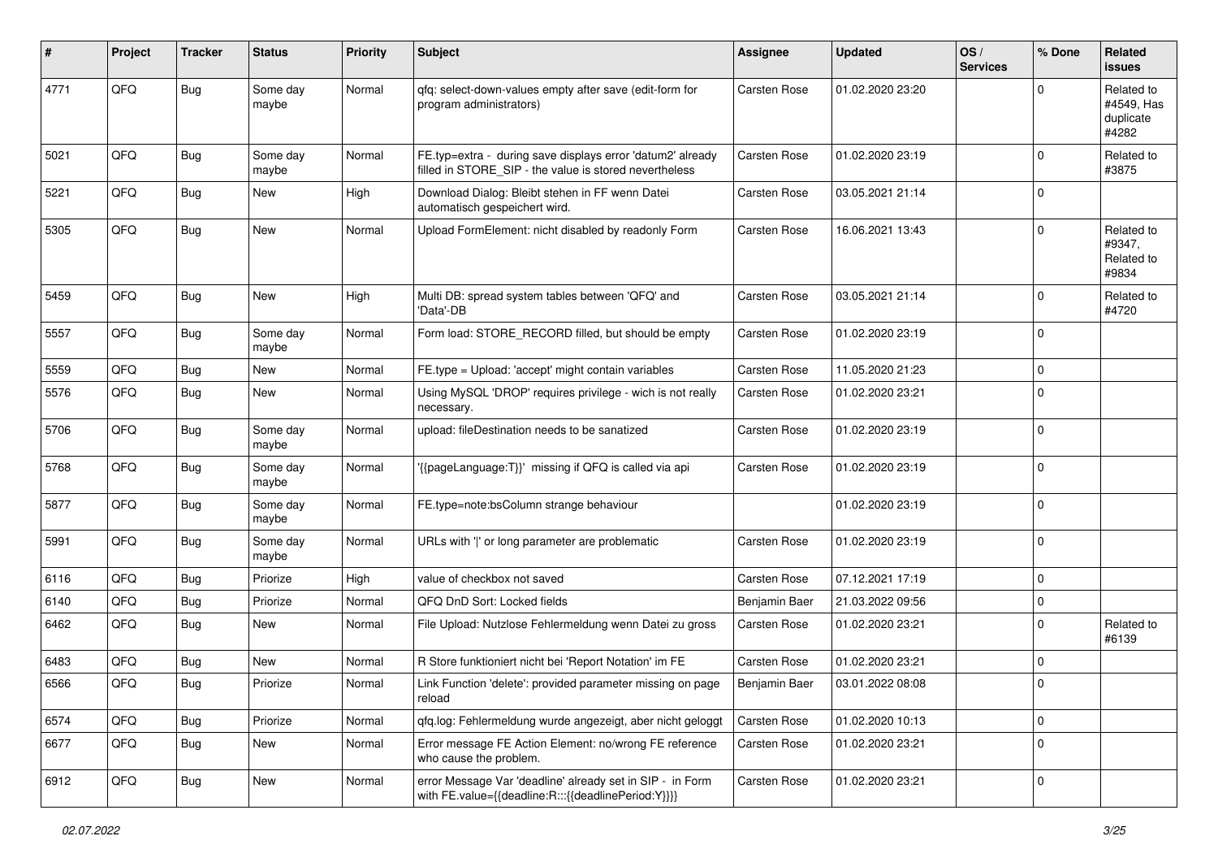| # | Project | Tracker | Status | Priority | Subject | Assignee | Updated | OS / Services | % Done | Related issues |
|---|---|---|---|---|---|---|---|---|---|---|
| 4771 | QFQ | Bug | Some day maybe | Normal | qfq: select-down-values empty after save (edit-form for program administrators) | Carsten Rose | 01.02.2020 23:20 | | 0 | Related to #4549, Has duplicate #4282 |
| 5021 | QFQ | Bug | Some day maybe | Normal | FE.typ=extra - during save displays error 'datum2' already filled in STORE_SIP - the value is stored nevertheless | Carsten Rose | 01.02.2020 23:19 | | 0 | Related to #3875 |
| 5221 | QFQ | Bug | New | High | Download Dialog: Bleibt stehen in FF wenn Datei automatisch gespeichert wird. | Carsten Rose | 03.05.2021 21:14 | | 0 | |
| 5305 | QFQ | Bug | New | Normal | Upload FormElement: nicht disabled by readonly Form | Carsten Rose | 16.06.2021 13:43 | | 0 | Related to #9347, Related to #9834 |
| 5459 | QFQ | Bug | New | High | Multi DB: spread system tables between 'QFQ' and 'Data'-DB | Carsten Rose | 03.05.2021 21:14 | | 0 | Related to #4720 |
| 5557 | QFQ | Bug | Some day maybe | Normal | Form load: STORE_RECORD filled, but should be empty | Carsten Rose | 01.02.2020 23:19 | | 0 | |
| 5559 | QFQ | Bug | New | Normal | FE.type = Upload: 'accept' might contain variables | Carsten Rose | 11.05.2020 21:23 | | 0 | |
| 5576 | QFQ | Bug | New | Normal | Using MySQL 'DROP' requires privilege - wich is not really necessary. | Carsten Rose | 01.02.2020 23:21 | | 0 | |
| 5706 | QFQ | Bug | Some day maybe | Normal | upload: fileDestination needs to be sanatized | Carsten Rose | 01.02.2020 23:19 | | 0 | |
| 5768 | QFQ | Bug | Some day maybe | Normal | '{{pageLanguage:T}}' missing if QFQ is called via api | Carsten Rose | 01.02.2020 23:19 | | 0 | |
| 5877 | QFQ | Bug | Some day maybe | Normal | FE.type=note:bsColumn strange behaviour | | 01.02.2020 23:19 | | 0 | |
| 5991 | QFQ | Bug | Some day maybe | Normal | URLs with '\|' or long parameter are problematic | Carsten Rose | 01.02.2020 23:19 | | 0 | |
| 6116 | QFQ | Bug | Priorize | High | value of checkbox not saved | Carsten Rose | 07.12.2021 17:19 | | 0 | |
| 6140 | QFQ | Bug | Priorize | Normal | QFQ DnD Sort: Locked fields | Benjamin Baer | 21.03.2022 09:56 | | 0 | |
| 6462 | QFQ | Bug | New | Normal | File Upload: Nutzlose Fehlermeldung wenn Datei zu gross | Carsten Rose | 01.02.2020 23:21 | | 0 | Related to #6139 |
| 6483 | QFQ | Bug | New | Normal | R Store funktioniert nicht bei 'Report Notation' im FE | Carsten Rose | 01.02.2020 23:21 | | 0 | |
| 6566 | QFQ | Bug | Priorize | Normal | Link Function 'delete': provided parameter missing on page reload | Benjamin Baer | 03.01.2022 08:08 | | 0 | |
| 6574 | QFQ | Bug | Priorize | Normal | qfq.log: Fehlermeldung wurde angezeigt, aber nicht geloggt | Carsten Rose | 01.02.2020 10:13 | | 0 | |
| 6677 | QFQ | Bug | New | Normal | Error message FE Action Element: no/wrong FE reference who cause the problem. | Carsten Rose | 01.02.2020 23:21 | | 0 | |
| 6912 | QFQ | Bug | New | Normal | error Message Var 'deadline' already set in SIP - in Form with FE.value={{deadline:R:::{{deadlinePeriod:Y}}}} | Carsten Rose | 01.02.2020 23:21 | | 0 | |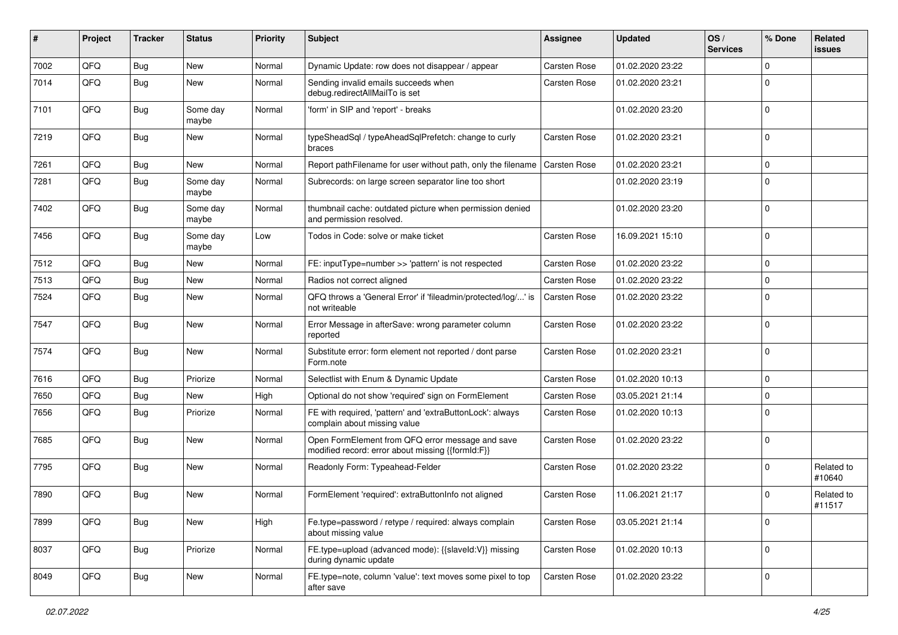| # | Project | Tracker | Status | Priority | Subject | Assignee | Updated | OS / Services | % Done | Related issues |
|---|---|---|---|---|---|---|---|---|---|---|
| 7002 | QFQ | Bug | New | Normal | Dynamic Update: row does not disappear / appear | Carsten Rose | 01.02.2020 23:22 | | 0 | |
| 7014 | QFQ | Bug | New | Normal | Sending invalid emails succeeds when debug.redirectAllMailTo is set | Carsten Rose | 01.02.2020 23:21 | | 0 | |
| 7101 | QFQ | Bug | Some day maybe | Normal | 'form' in SIP and 'report' - breaks | | 01.02.2020 23:20 | | 0 | |
| 7219 | QFQ | Bug | New | Normal | typeSheadSql / typeAheadSqlPrefetch: change to curly braces | Carsten Rose | 01.02.2020 23:21 | | 0 | |
| 7261 | QFQ | Bug | New | Normal | Report pathFilename for user without path, only the filename | Carsten Rose | 01.02.2020 23:21 | | 0 | |
| 7281 | QFQ | Bug | Some day maybe | Normal | Subrecords: on large screen separator line too short | | 01.02.2020 23:19 | | 0 | |
| 7402 | QFQ | Bug | Some day maybe | Normal | thumbnail cache: outdated picture when permission denied and permission resolved. | | 01.02.2020 23:20 | | 0 | |
| 7456 | QFQ | Bug | Some day maybe | Low | Todos in Code: solve or make ticket | Carsten Rose | 16.09.2021 15:10 | | 0 | |
| 7512 | QFQ | Bug | New | Normal | FE: inputType=number >> 'pattern' is not respected | Carsten Rose | 01.02.2020 23:22 | | 0 | |
| 7513 | QFQ | Bug | New | Normal | Radios not correct aligned | Carsten Rose | 01.02.2020 23:22 | | 0 | |
| 7524 | QFQ | Bug | New | Normal | QFQ throws a 'General Error' if 'fileadmin/protected/log/...' is not writeable | Carsten Rose | 01.02.2020 23:22 | | 0 | |
| 7547 | QFQ | Bug | New | Normal | Error Message in afterSave: wrong parameter column reported | Carsten Rose | 01.02.2020 23:22 | | 0 | |
| 7574 | QFQ | Bug | New | Normal | Substitute error: form element not reported / dont parse Form.note | Carsten Rose | 01.02.2020 23:21 | | 0 | |
| 7616 | QFQ | Bug | Priorize | Normal | Selectlist with Enum & Dynamic Update | Carsten Rose | 01.02.2020 10:13 | | 0 | |
| 7650 | QFQ | Bug | New | High | Optional do not show 'required' sign on FormElement | Carsten Rose | 03.05.2021 21:14 | | 0 | |
| 7656 | QFQ | Bug | Priorize | Normal | FE with required, 'pattern' and 'extraButtonLock': always complain about missing value | Carsten Rose | 01.02.2020 10:13 | | 0 | |
| 7685 | QFQ | Bug | New | Normal | Open FormElement from QFQ error message and save modified record: error about missing {{formId:F}} | Carsten Rose | 01.02.2020 23:22 | | 0 | |
| 7795 | QFQ | Bug | New | Normal | Readonly Form: Typeahead-Felder | Carsten Rose | 01.02.2020 23:22 | | 0 | Related to #10640 |
| 7890 | QFQ | Bug | New | Normal | FormElement 'required': extraButtonInfo not aligned | Carsten Rose | 11.06.2021 21:17 | | 0 | Related to #11517 |
| 7899 | QFQ | Bug | New | High | Fe.type=password / retype / required: always complain about missing value | Carsten Rose | 03.05.2021 21:14 | | 0 | |
| 8037 | QFQ | Bug | Priorize | Normal | FE.type=upload (advanced mode): {{slaveId:V}} missing during dynamic update | Carsten Rose | 01.02.2020 10:13 | | 0 | |
| 8049 | QFQ | Bug | New | Normal | FE.type=note, column 'value': text moves some pixel to top after save | Carsten Rose | 01.02.2020 23:22 | | 0 | |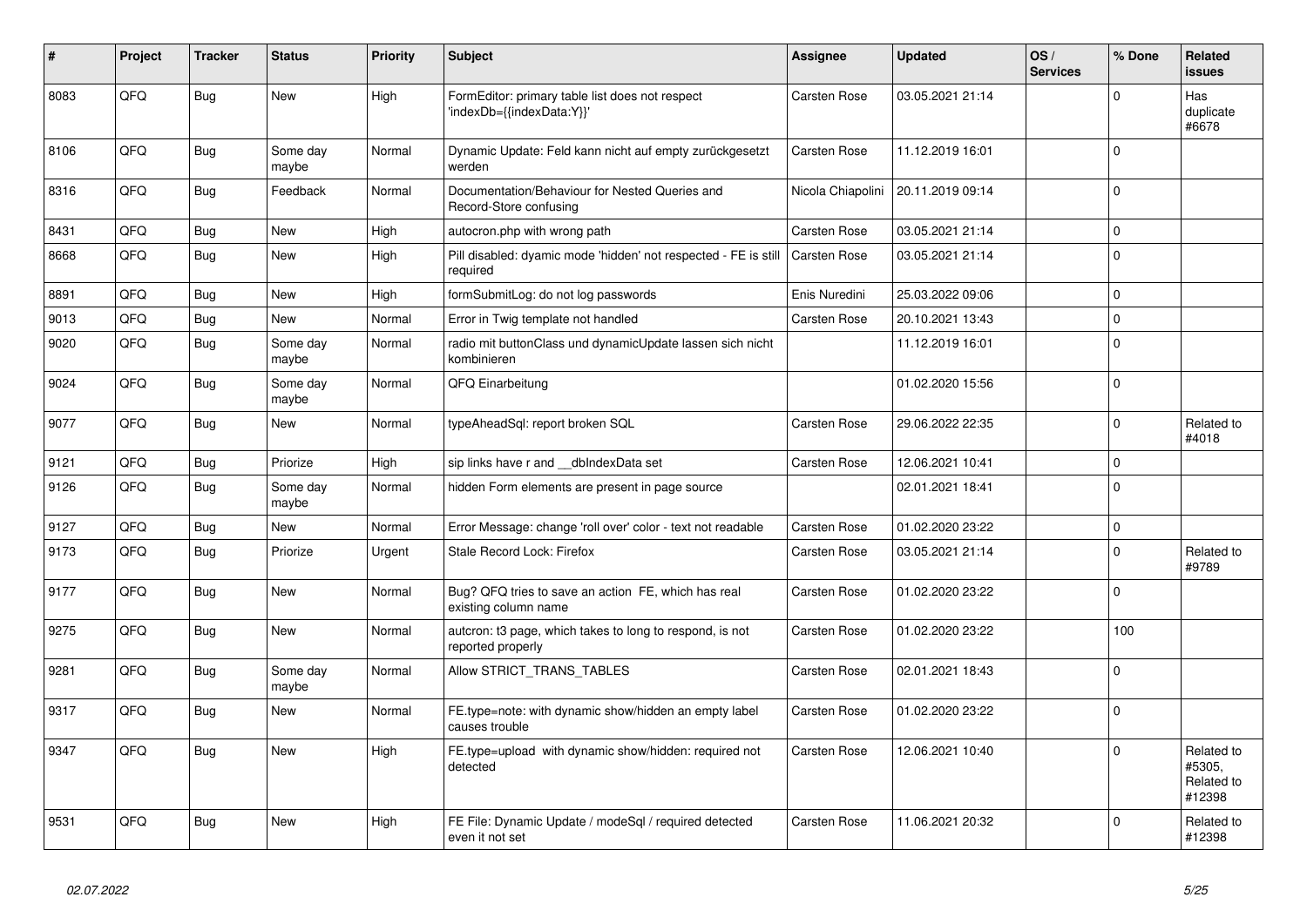| # | Project | Tracker | Status | Priority | Subject | Assignee | Updated | OS / Services | % Done | Related issues |
|---|---|---|---|---|---|---|---|---|---|---|
| 8083 | QFQ | Bug | New | High | FormEditor: primary table list does not respect 'indexDb={{indexData:Y}}' | Carsten Rose | 03.05.2021 21:14 | | 0 | Has duplicate #6678 |
| 8106 | QFQ | Bug | Some day maybe | Normal | Dynamic Update: Feld kann nicht auf empty zurückgesetzt werden | Carsten Rose | 11.12.2019 16:01 | | 0 | |
| 8316 | QFQ | Bug | Feedback | Normal | Documentation/Behaviour for Nested Queries and Record-Store confusing | Nicola Chiapolini | 20.11.2019 09:14 | | 0 | |
| 8431 | QFQ | Bug | New | High | autocron.php with wrong path | Carsten Rose | 03.05.2021 21:14 | | 0 | |
| 8668 | QFQ | Bug | New | High | Pill disabled: dyamic mode 'hidden' not respected - FE is still required | Carsten Rose | 03.05.2021 21:14 | | 0 | |
| 8891 | QFQ | Bug | New | High | formSubmitLog: do not log passwords | Enis Nuredini | 25.03.2022 09:06 | | 0 | |
| 9013 | QFQ | Bug | New | Normal | Error in Twig template not handled | Carsten Rose | 20.10.2021 13:43 | | 0 | |
| 9020 | QFQ | Bug | Some day maybe | Normal | radio mit buttonClass und dynamicUpdate lassen sich nicht kombinieren | | 11.12.2019 16:01 | | 0 | |
| 9024 | QFQ | Bug | Some day maybe | Normal | QFQ Einarbeitung | | 01.02.2020 15:56 | | 0 | |
| 9077 | QFQ | Bug | New | Normal | typeAheadSql: report broken SQL | Carsten Rose | 29.06.2022 22:35 | | 0 | Related to #4018 |
| 9121 | QFQ | Bug | Priorize | High | sip links have r and __dbIndexData set | Carsten Rose | 12.06.2021 10:41 | | 0 | |
| 9126 | QFQ | Bug | Some day maybe | Normal | hidden Form elements are present in page source | | 02.01.2021 18:41 | | 0 | |
| 9127 | QFQ | Bug | New | Normal | Error Message: change 'roll over' color - text not readable | Carsten Rose | 01.02.2020 23:22 | | 0 | |
| 9173 | QFQ | Bug | Priorize | Urgent | Stale Record Lock: Firefox | Carsten Rose | 03.05.2021 21:14 | | 0 | Related to #9789 |
| 9177 | QFQ | Bug | New | Normal | Bug? QFQ tries to save an action FE, which has real existing column name | Carsten Rose | 01.02.2020 23:22 | | 0 | |
| 9275 | QFQ | Bug | New | Normal | autcron: t3 page, which takes to long to respond, is not reported properly | Carsten Rose | 01.02.2020 23:22 | | 100 | |
| 9281 | QFQ | Bug | Some day maybe | Normal | Allow STRICT_TRANS_TABLES | Carsten Rose | 02.01.2021 18:43 | | 0 | |
| 9317 | QFQ | Bug | New | Normal | FE.type=note: with dynamic show/hidden an empty label causes trouble | Carsten Rose | 01.02.2020 23:22 | | 0 | |
| 9347 | QFQ | Bug | New | High | FE.type=upload with dynamic show/hidden: required not detected | Carsten Rose | 12.06.2021 10:40 | | 0 | Related to #5305, Related to #12398 |
| 9531 | QFQ | Bug | New | High | FE File: Dynamic Update / modeSql / required detected even it not set | Carsten Rose | 11.06.2021 20:32 | | 0 | Related to #12398 |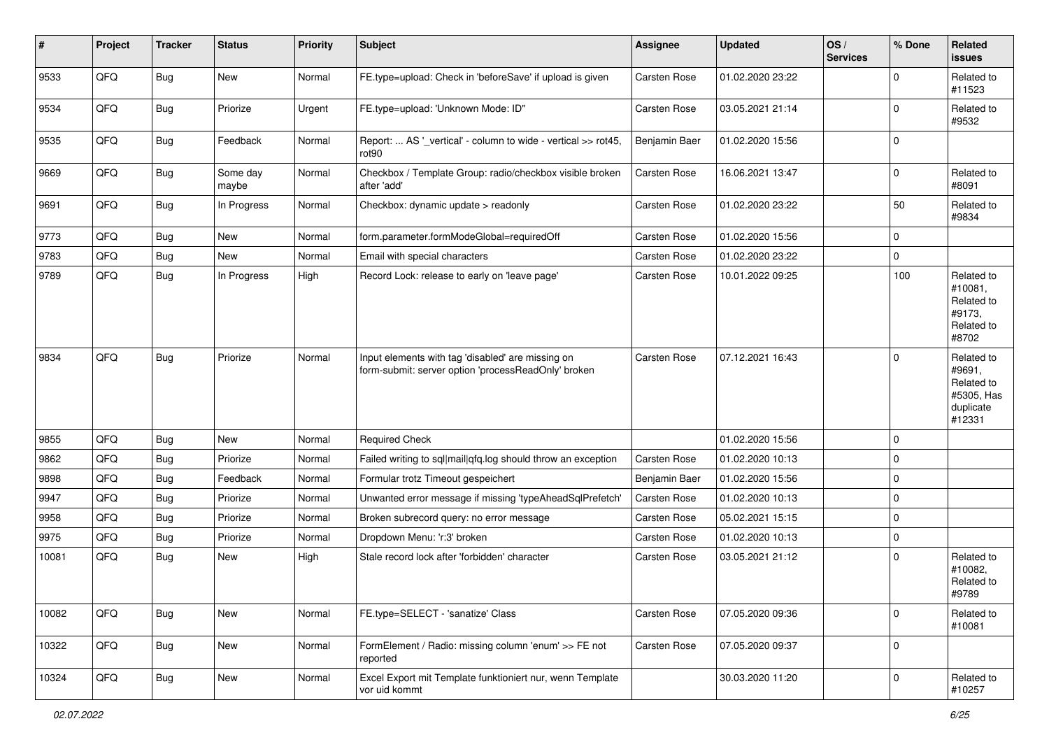| # | Project | Tracker | Status | Priority | Subject | Assignee | Updated | OS / Services | % Done | Related issues |
|---|---|---|---|---|---|---|---|---|---|---|
| 9533 | QFQ | Bug | New | Normal | FE.type=upload: Check in 'beforeSave' if upload is given | Carsten Rose | 01.02.2020 23:22 | | 0 | Related to #11523 |
| 9534 | QFQ | Bug | Priorize | Urgent | FE.type=upload: 'Unknown Mode: ID" | Carsten Rose | 03.05.2021 21:14 | | 0 | Related to #9532 |
| 9535 | QFQ | Bug | Feedback | Normal | Report: ... AS '_vertical' - column to wide - vertical >> rot45, rot90 | Benjamin Baer | 01.02.2020 15:56 | | 0 | |
| 9669 | QFQ | Bug | Some day maybe | Normal | Checkbox / Template Group: radio/checkbox visible broken after 'add' | Carsten Rose | 16.06.2021 13:47 | | 0 | Related to #8091 |
| 9691 | QFQ | Bug | In Progress | Normal | Checkbox: dynamic update > readonly | Carsten Rose | 01.02.2020 23:22 | | 50 | Related to #9834 |
| 9773 | QFQ | Bug | New | Normal | form.parameter.formModeGlobal=requiredOff | Carsten Rose | 01.02.2020 15:56 | | 0 | |
| 9783 | QFQ | Bug | New | Normal | Email with special characters | Carsten Rose | 01.02.2020 23:22 | | 0 | |
| 9789 | QFQ | Bug | In Progress | High | Record Lock: release to early on 'leave page' | Carsten Rose | 10.01.2022 09:25 | | 100 | Related to #10081, Related to #9173, Related to #8702 |
| 9834 | QFQ | Bug | Priorize | Normal | Input elements with tag 'disabled' are missing on form-submit: server option 'processReadOnly' broken | Carsten Rose | 07.12.2021 16:43 | | 0 | Related to #9691, Related to #5305, Has duplicate #12331 |
| 9855 | QFQ | Bug | New | Normal | Required Check | | 01.02.2020 15:56 | | 0 | |
| 9862 | QFQ | Bug | Priorize | Normal | Failed writing to sql\|mail\|qfq.log should throw an exception | Carsten Rose | 01.02.2020 10:13 | | 0 | |
| 9898 | QFQ | Bug | Feedback | Normal | Formular trotz Timeout gespeichert | Benjamin Baer | 01.02.2020 15:56 | | 0 | |
| 9947 | QFQ | Bug | Priorize | Normal | Unwanted error message if missing 'typeAheadSqlPrefetch' | Carsten Rose | 01.02.2020 10:13 | | 0 | |
| 9958 | QFQ | Bug | Priorize | Normal | Broken subrecord query: no error message | Carsten Rose | 05.02.2021 15:15 | | 0 | |
| 9975 | QFQ | Bug | Priorize | Normal | Dropdown Menu: 'r:3' broken | Carsten Rose | 01.02.2020 10:13 | | 0 | |
| 10081 | QFQ | Bug | New | High | Stale record lock after 'forbidden' character | Carsten Rose | 03.05.2021 21:12 | | 0 | Related to #10082, Related to #9789 |
| 10082 | QFQ | Bug | New | Normal | FE.type=SELECT - 'sanatize' Class | Carsten Rose | 07.05.2020 09:36 | | 0 | Related to #10081 |
| 10322 | QFQ | Bug | New | Normal | FormElement / Radio: missing column 'enum' >> FE not reported | Carsten Rose | 07.05.2020 09:37 | | 0 | |
| 10324 | QFQ | Bug | New | Normal | Excel Export mit Template funktioniert nur, wenn Template vor uid kommt | | 30.03.2020 11:20 | | 0 | Related to #10257 |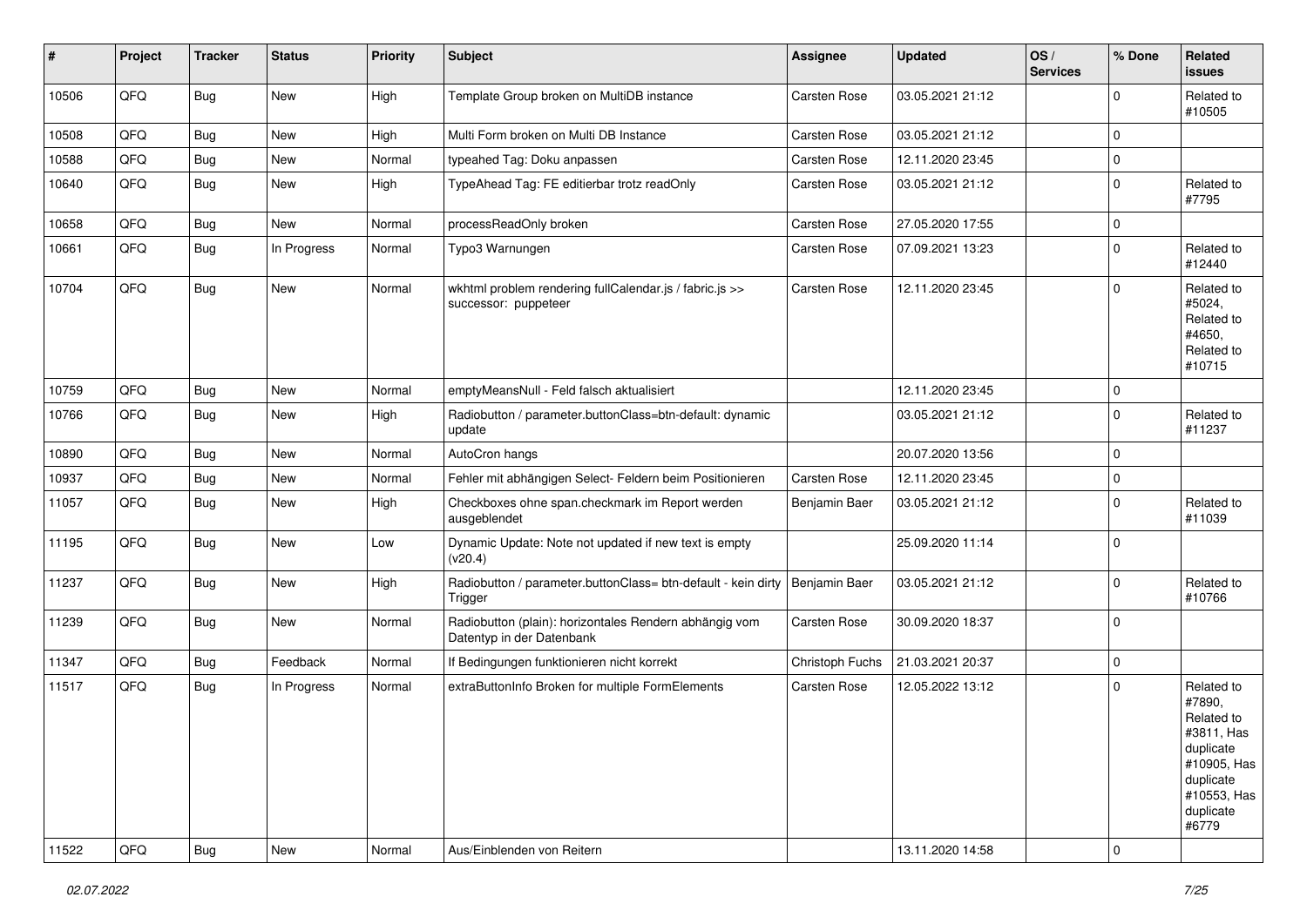| # | Project | Tracker | Status | Priority | Subject | Assignee | Updated | OS / Services | % Done | Related issues |
|---|---|---|---|---|---|---|---|---|---|---|
| 10506 | QFQ | Bug | New | High | Template Group broken on MultiDB instance | Carsten Rose | 03.05.2021 21:12 | | 0 | Related to #10505 |
| 10508 | QFQ | Bug | New | High | Multi Form broken on Multi DB Instance | Carsten Rose | 03.05.2021 21:12 | | 0 | |
| 10588 | QFQ | Bug | New | Normal | typeahed Tag: Doku anpassen | Carsten Rose | 12.11.2020 23:45 | | 0 | |
| 10640 | QFQ | Bug | New | High | TypeAhead Tag: FE editierbar trotz readOnly | Carsten Rose | 03.05.2021 21:12 | | 0 | Related to #7795 |
| 10658 | QFQ | Bug | New | Normal | processReadOnly broken | Carsten Rose | 27.05.2020 17:55 | | 0 | |
| 10661 | QFQ | Bug | In Progress | Normal | Typo3 Warnungen | Carsten Rose | 07.09.2021 13:23 | | 0 | Related to #12440 |
| 10704 | QFQ | Bug | New | Normal | wkhtml problem rendering fullCalendar.js / fabric.js >> successor: puppeteer | Carsten Rose | 12.11.2020 23:45 | | 0 | Related to #5024, Related to #4650, Related to #10715 |
| 10759 | QFQ | Bug | New | Normal | emptyMeansNull - Feld falsch aktualisiert | | 12.11.2020 23:45 | | 0 | |
| 10766 | QFQ | Bug | New | High | Radiobutton / parameter.buttonClass=btn-default: dynamic update | | 03.05.2021 21:12 | | 0 | Related to #11237 |
| 10890 | QFQ | Bug | New | Normal | AutoCron hangs | | 20.07.2020 13:56 | | 0 | |
| 10937 | QFQ | Bug | New | Normal | Fehler mit abhängigen Select- Feldern beim Positionieren | Carsten Rose | 12.11.2020 23:45 | | 0 | |
| 11057 | QFQ | Bug | New | High | Checkboxes ohne span.checkmark im Report werden ausgeblendet | Benjamin Baer | 03.05.2021 21:12 | | 0 | Related to #11039 |
| 11195 | QFQ | Bug | New | Low | Dynamic Update: Note not updated if new text is empty (v20.4) | | 25.09.2020 11:14 | | 0 | |
| 11237 | QFQ | Bug | New | High | Radiobutton / parameter.buttonClass= btn-default - kein dirty Trigger | Benjamin Baer | 03.05.2021 21:12 | | 0 | Related to #10766 |
| 11239 | QFQ | Bug | New | Normal | Radiobutton (plain): horizontales Rendern abhängig vom Datentyp in der Datenbank | Carsten Rose | 30.09.2020 18:37 | | 0 | |
| 11347 | QFQ | Bug | Feedback | Normal | If Bedingungen funktionieren nicht korrekt | Christoph Fuchs | 21.03.2021 20:37 | | 0 | |
| 11517 | QFQ | Bug | In Progress | Normal | extraButtonInfo Broken for multiple FormElements | Carsten Rose | 12.05.2022 13:12 | | 0 | Related to #7890, Related to #3811, Has duplicate #10905, Has duplicate #10553, Has duplicate #6779 |
| 11522 | QFQ | Bug | New | Normal | Aus/Einblenden von Reitern | | 13.11.2020 14:58 | | 0 | |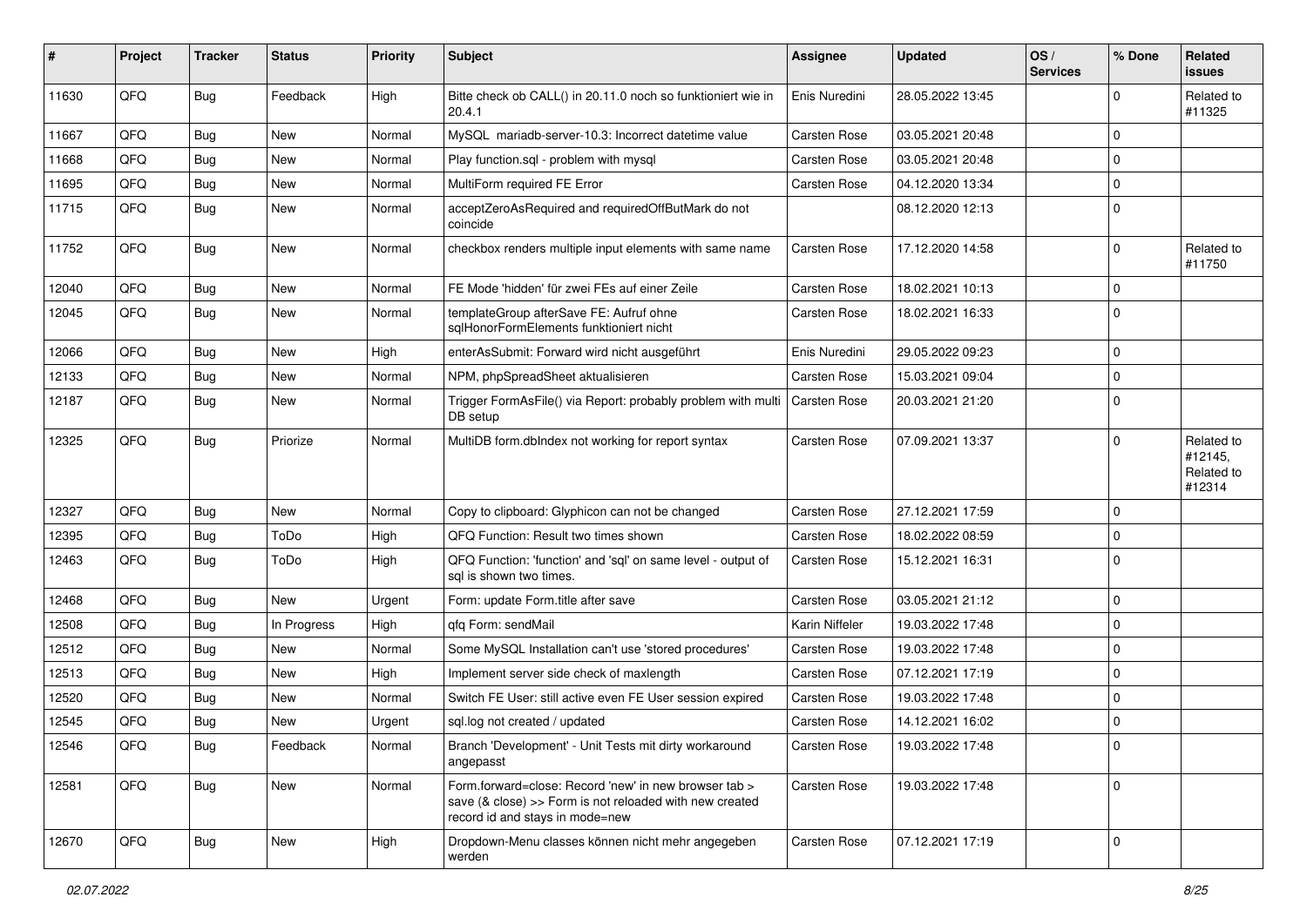| # | Project | Tracker | Status | Priority | Subject | Assignee | Updated | OS / Services | % Done | Related issues |
|---|---|---|---|---|---|---|---|---|---|---|
| 11630 | QFQ | Bug | Feedback | High | Bitte check ob CALL() in 20.11.0 noch so funktioniert wie in 20.4.1 | Enis Nuredini | 28.05.2022 13:45 | | 0 | Related to #11325 |
| 11667 | QFQ | Bug | New | Normal | MySQL mariadb-server-10.3: Incorrect datetime value | Carsten Rose | 03.05.2021 20:48 | | 0 | |
| 11668 | QFQ | Bug | New | Normal | Play function.sql - problem with mysql | Carsten Rose | 03.05.2021 20:48 | | 0 | |
| 11695 | QFQ | Bug | New | Normal | MultiForm required FE Error | Carsten Rose | 04.12.2020 13:34 | | 0 | |
| 11715 | QFQ | Bug | New | Normal | acceptZeroAsRequired and requiredOffButMark do not coincide | | 08.12.2020 12:13 | | 0 | |
| 11752 | QFQ | Bug | New | Normal | checkbox renders multiple input elements with same name | Carsten Rose | 17.12.2020 14:58 | | 0 | Related to #11750 |
| 12040 | QFQ | Bug | New | Normal | FE Mode 'hidden' für zwei FEs auf einer Zeile | Carsten Rose | 18.02.2021 10:13 | | 0 | |
| 12045 | QFQ | Bug | New | Normal | templateGroup afterSave FE: Aufruf ohne sqlHonorFormElements funktioniert nicht | Carsten Rose | 18.02.2021 16:33 | | 0 | |
| 12066 | QFQ | Bug | New | High | enterAsSubmit: Forward wird nicht ausgeführt | Enis Nuredini | 29.05.2022 09:23 | | 0 | |
| 12133 | QFQ | Bug | New | Normal | NPM, phpSpreadSheet aktualisieren | Carsten Rose | 15.03.2021 09:04 | | 0 | |
| 12187 | QFQ | Bug | New | Normal | Trigger FormAsFile() via Report: probably problem with multi DB setup | Carsten Rose | 20.03.2021 21:20 | | 0 | |
| 12325 | QFQ | Bug | Priorize | Normal | MultiDB form.dbIndex not working for report syntax | Carsten Rose | 07.09.2021 13:37 | | 0 | Related to #12145, Related to #12314 |
| 12327 | QFQ | Bug | New | Normal | Copy to clipboard: Glyphicon can not be changed | Carsten Rose | 27.12.2021 17:59 | | 0 | |
| 12395 | QFQ | Bug | ToDo | High | QFQ Function: Result two times shown | Carsten Rose | 18.02.2022 08:59 | | 0 | |
| 12463 | QFQ | Bug | ToDo | High | QFQ Function: 'function' and 'sql' on same level - output of sql is shown two times. | Carsten Rose | 15.12.2021 16:31 | | 0 | |
| 12468 | QFQ | Bug | New | Urgent | Form: update Form.title after save | Carsten Rose | 03.05.2021 21:12 | | 0 | |
| 12508 | QFQ | Bug | In Progress | High | qfq Form: sendMail | Karin Niffeler | 19.03.2022 17:48 | | 0 | |
| 12512 | QFQ | Bug | New | Normal | Some MySQL Installation can't use 'stored procedures' | Carsten Rose | 19.03.2022 17:48 | | 0 | |
| 12513 | QFQ | Bug | New | High | Implement server side check of maxlength | Carsten Rose | 07.12.2021 17:19 | | 0 | |
| 12520 | QFQ | Bug | New | Normal | Switch FE User: still active even FE User session expired | Carsten Rose | 19.03.2022 17:48 | | 0 | |
| 12545 | QFQ | Bug | New | Urgent | sql.log not created / updated | Carsten Rose | 14.12.2021 16:02 | | 0 | |
| 12546 | QFQ | Bug | Feedback | Normal | Branch 'Development' - Unit Tests mit dirty workaround angepasst | Carsten Rose | 19.03.2022 17:48 | | 0 | |
| 12581 | QFQ | Bug | New | Normal | Form.forward=close: Record 'new' in new browser tab > save (& close) >> Form is not reloaded with new created record id and stays in mode=new | Carsten Rose | 19.03.2022 17:48 | | 0 | |
| 12670 | QFQ | Bug | New | High | Dropdown-Menu classes können nicht mehr angegeben werden | Carsten Rose | 07.12.2021 17:19 | | 0 | |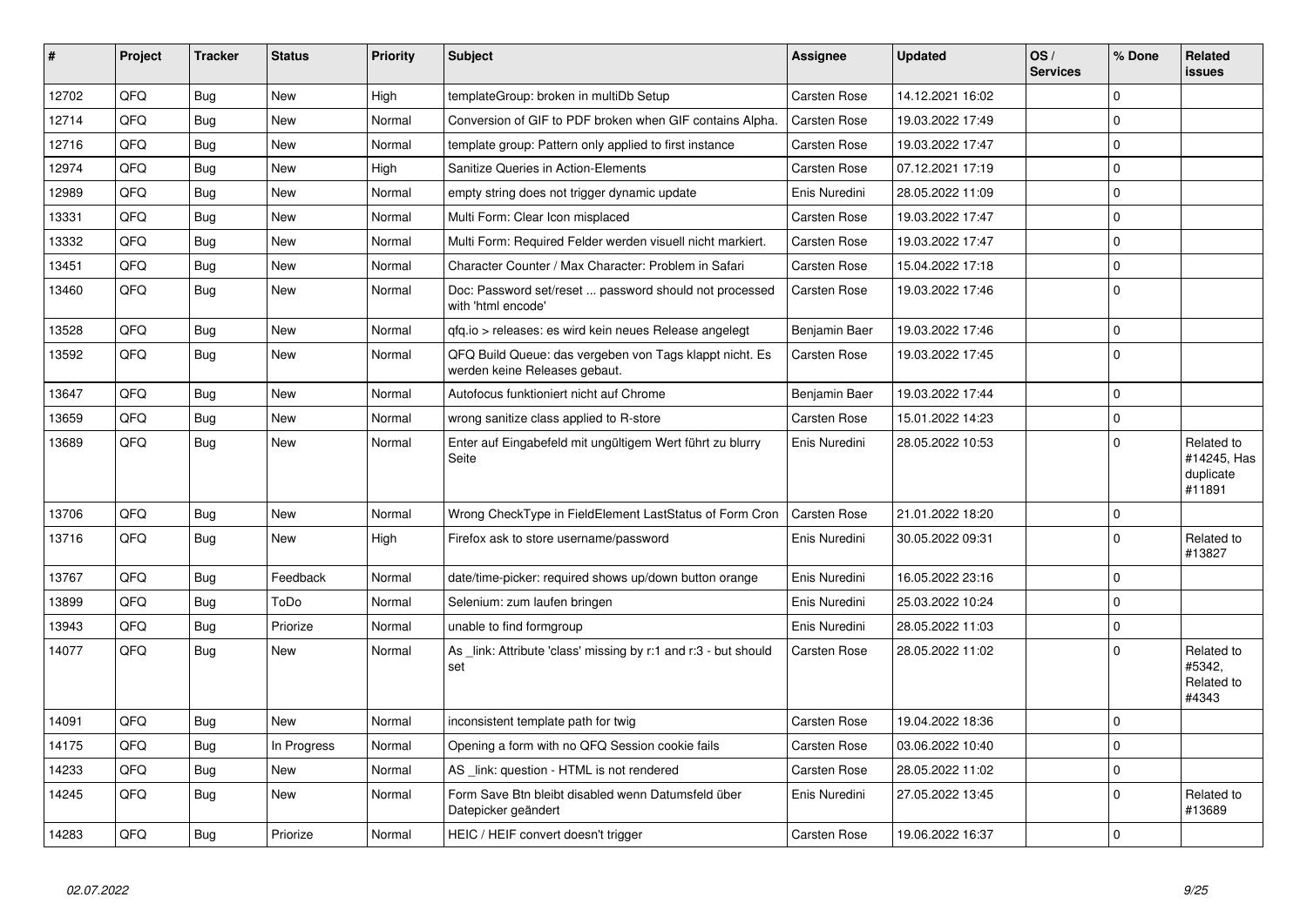| # | Project | Tracker | Status | Priority | Subject | Assignee | Updated | OS / Services | % Done | Related issues |
|---|---|---|---|---|---|---|---|---|---|---|
| 12702 | QFQ | Bug | New | High | templateGroup: broken in multiDb Setup | Carsten Rose | 14.12.2021 16:02 | | 0 | |
| 12714 | QFQ | Bug | New | Normal | Conversion of GIF to PDF broken when GIF contains Alpha. | Carsten Rose | 19.03.2022 17:49 | | 0 | |
| 12716 | QFQ | Bug | New | Normal | template group: Pattern only applied to first instance | Carsten Rose | 19.03.2022 17:47 | | 0 | |
| 12974 | QFQ | Bug | New | High | Sanitize Queries in Action-Elements | Carsten Rose | 07.12.2021 17:19 | | 0 | |
| 12989 | QFQ | Bug | New | Normal | empty string does not trigger dynamic update | Enis Nuredini | 28.05.2022 11:09 | | 0 | |
| 13331 | QFQ | Bug | New | Normal | Multi Form: Clear Icon misplaced | Carsten Rose | 19.03.2022 17:47 | | 0 | |
| 13332 | QFQ | Bug | New | Normal | Multi Form: Required Felder werden visuell nicht markiert. | Carsten Rose | 19.03.2022 17:47 | | 0 | |
| 13451 | QFQ | Bug | New | Normal | Character Counter / Max Character: Problem in Safari | Carsten Rose | 15.04.2022 17:18 | | 0 | |
| 13460 | QFQ | Bug | New | Normal | Doc: Password set/reset ... password should not processed with 'html encode' | Carsten Rose | 19.03.2022 17:46 | | 0 | |
| 13528 | QFQ | Bug | New | Normal | qfq.io > releases: es wird kein neues Release angelegt | Benjamin Baer | 19.03.2022 17:46 | | 0 | |
| 13592 | QFQ | Bug | New | Normal | QFQ Build Queue: das vergeben von Tags klappt nicht. Es werden keine Releases gebaut. | Carsten Rose | 19.03.2022 17:45 | | 0 | |
| 13647 | QFQ | Bug | New | Normal | Autofocus funktioniert nicht auf Chrome | Benjamin Baer | 19.03.2022 17:44 | | 0 | |
| 13659 | QFQ | Bug | New | Normal | wrong sanitize class applied to R-store | Carsten Rose | 15.01.2022 14:23 | | 0 | |
| 13689 | QFQ | Bug | New | Normal | Enter auf Eingabefeld mit ungültigem Wert führt zu blurry Seite | Enis Nuredini | 28.05.2022 10:53 | | 0 | Related to #14245, Has duplicate #11891 |
| 13706 | QFQ | Bug | New | Normal | Wrong CheckType in FieldElement LastStatus of Form Cron | Carsten Rose | 21.01.2022 18:20 | | 0 | |
| 13716 | QFQ | Bug | New | High | Firefox ask to store username/password | Enis Nuredini | 30.05.2022 09:31 | | 0 | Related to #13827 |
| 13767 | QFQ | Bug | Feedback | Normal | date/time-picker: required shows up/down button orange | Enis Nuredini | 16.05.2022 23:16 | | 0 | |
| 13899 | QFQ | Bug | ToDo | Normal | Selenium: zum laufen bringen | Enis Nuredini | 25.03.2022 10:24 | | 0 | |
| 13943 | QFQ | Bug | Priorize | Normal | unable to find formgroup | Enis Nuredini | 28.05.2022 11:03 | | 0 | |
| 14077 | QFQ | Bug | New | Normal | As _link: Attribute 'class' missing by r:1 and r:3 - but should set | Carsten Rose | 28.05.2022 11:02 | | 0 | Related to #5342, Related to #4343 |
| 14091 | QFQ | Bug | New | Normal | inconsistent template path for twig | Carsten Rose | 19.04.2022 18:36 | | 0 | |
| 14175 | QFQ | Bug | In Progress | Normal | Opening a form with no QFQ Session cookie fails | Carsten Rose | 03.06.2022 10:40 | | 0 | |
| 14233 | QFQ | Bug | New | Normal | AS _link: question - HTML is not rendered | Carsten Rose | 28.05.2022 11:02 | | 0 | |
| 14245 | QFQ | Bug | New | Normal | Form Save Btn bleibt disabled wenn Datumsfeld über Datepicker geändert | Enis Nuredini | 27.05.2022 13:45 | | 0 | Related to #13689 |
| 14283 | QFQ | Bug | Priorize | Normal | HEIC / HEIF convert doesn't trigger | Carsten Rose | 19.06.2022 16:37 | | 0 | |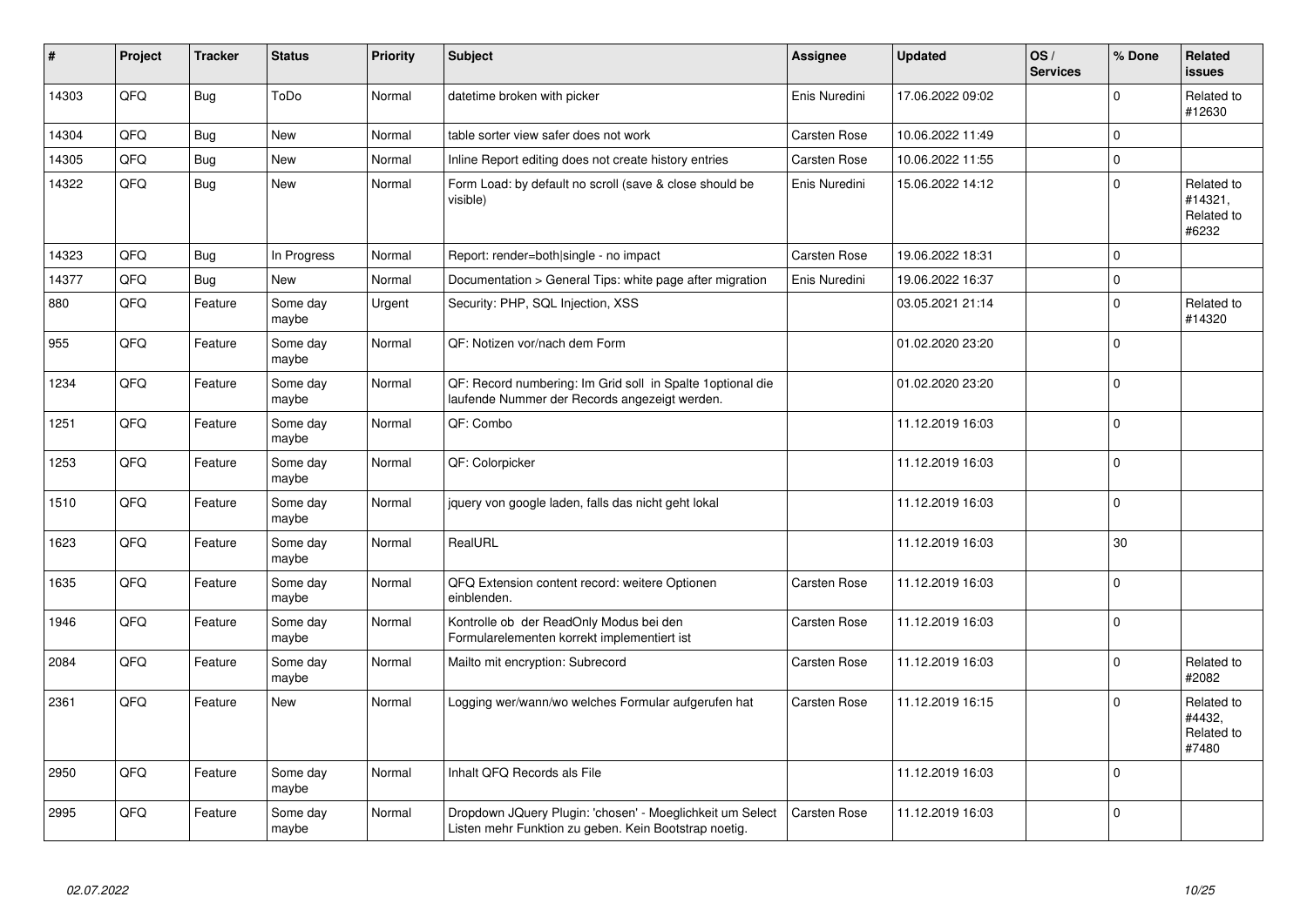| # | Project | Tracker | Status | Priority | Subject | Assignee | Updated | OS / Services | % Done | Related issues |
|---|---|---|---|---|---|---|---|---|---|---|
| 14303 | QFQ | Bug | ToDo | Normal | datetime broken with picker | Enis Nuredini | 17.06.2022 09:02 | | 0 | Related to #12630 |
| 14304 | QFQ | Bug | New | Normal | table sorter view safer does not work | Carsten Rose | 10.06.2022 11:49 | | 0 | |
| 14305 | QFQ | Bug | New | Normal | Inline Report editing does not create history entries | Carsten Rose | 10.06.2022 11:55 | | 0 | |
| 14322 | QFQ | Bug | New | Normal | Form Load: by default no scroll (save & close should be visible) | Enis Nuredini | 15.06.2022 14:12 | | 0 | Related to #14321, Related to #6232 |
| 14323 | QFQ | Bug | In Progress | Normal | Report: render=both\|single - no impact | Carsten Rose | 19.06.2022 18:31 | | 0 | |
| 14377 | QFQ | Bug | New | Normal | Documentation > General Tips: white page after migration | Enis Nuredini | 19.06.2022 16:37 | | 0 | |
| 880 | QFQ | Feature | Some day maybe | Urgent | Security: PHP, SQL Injection, XSS | | 03.05.2021 21:14 | | 0 | Related to #14320 |
| 955 | QFQ | Feature | Some day maybe | Normal | QF: Notizen vor/nach dem Form | | 01.02.2020 23:20 | | 0 | |
| 1234 | QFQ | Feature | Some day maybe | Normal | QF: Record numbering: Im Grid soll in Spalte 1optional die laufende Nummer der Records angezeigt werden. | | 01.02.2020 23:20 | | 0 | |
| 1251 | QFQ | Feature | Some day maybe | Normal | QF: Combo | | 11.12.2019 16:03 | | 0 | |
| 1253 | QFQ | Feature | Some day maybe | Normal | QF: Colorpicker | | 11.12.2019 16:03 | | 0 | |
| 1510 | QFQ | Feature | Some day maybe | Normal | jquery von google laden, falls das nicht geht lokal | | 11.12.2019 16:03 | | 0 | |
| 1623 | QFQ | Feature | Some day maybe | Normal | RealURL | | 11.12.2019 16:03 | | 30 | |
| 1635 | QFQ | Feature | Some day maybe | Normal | QFQ Extension content record: weitere Optionen einblenden. | Carsten Rose | 11.12.2019 16:03 | | 0 | |
| 1946 | QFQ | Feature | Some day maybe | Normal | Kontrolle ob der ReadOnly Modus bei den Formularelementen korrekt implementiert ist | Carsten Rose | 11.12.2019 16:03 | | 0 | |
| 2084 | QFQ | Feature | Some day maybe | Normal | Mailto mit encryption: Subrecord | Carsten Rose | 11.12.2019 16:03 | | 0 | Related to #2082 |
| 2361 | QFQ | Feature | New | Normal | Logging wer/wann/wo welches Formular aufgerufen hat | Carsten Rose | 11.12.2019 16:15 | | 0 | Related to #4432, Related to #7480 |
| 2950 | QFQ | Feature | Some day maybe | Normal | Inhalt QFQ Records als File | | 11.12.2019 16:03 | | 0 | |
| 2995 | QFQ | Feature | Some day maybe | Normal | Dropdown JQuery Plugin: 'chosen' - Moeglichkeit um Select Listen mehr Funktion zu geben. Kein Bootstrap noetig. | Carsten Rose | 11.12.2019 16:03 | | 0 | |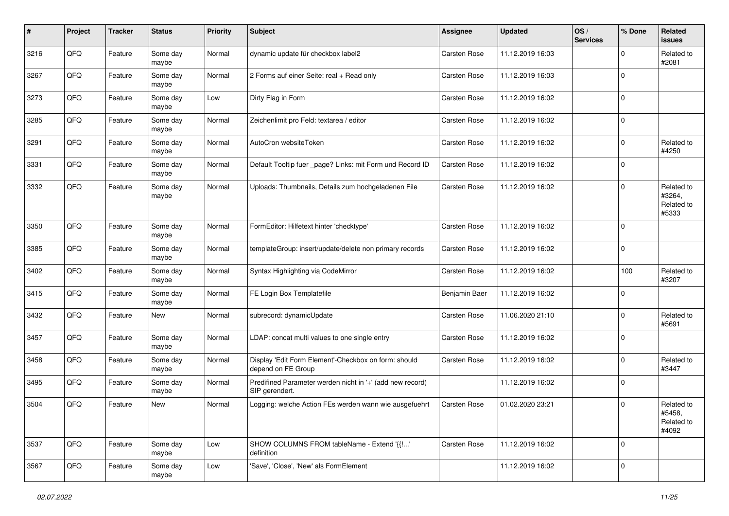| # | Project | Tracker | Status | Priority | Subject | Assignee | Updated | OS / Services | % Done | Related issues |
|---|---|---|---|---|---|---|---|---|---|---|
| 3216 | QFQ | Feature | Some day maybe | Normal | dynamic update für checkbox label2 | Carsten Rose | 11.12.2019 16:03 | | 0 | Related to #2081 |
| 3267 | QFQ | Feature | Some day maybe | Normal | 2 Forms auf einer Seite: real + Read only | Carsten Rose | 11.12.2019 16:03 | | 0 | |
| 3273 | QFQ | Feature | Some day maybe | Low | Dirty Flag in Form | Carsten Rose | 11.12.2019 16:02 | | 0 | |
| 3285 | QFQ | Feature | Some day maybe | Normal | Zeichenlimit pro Feld: textarea / editor | Carsten Rose | 11.12.2019 16:02 | | 0 | |
| 3291 | QFQ | Feature | Some day maybe | Normal | AutoCron websiteToken | Carsten Rose | 11.12.2019 16:02 | | 0 | Related to #4250 |
| 3331 | QFQ | Feature | Some day maybe | Normal | Default Tooltip fuer _page? Links: mit Form und Record ID | Carsten Rose | 11.12.2019 16:02 | | 0 | |
| 3332 | QFQ | Feature | Some day maybe | Normal | Uploads: Thumbnails, Details zum hochgeladenen File | Carsten Rose | 11.12.2019 16:02 | | 0 | Related to #3264, Related to #5333 |
| 3350 | QFQ | Feature | Some day maybe | Normal | FormEditor: Hilfetext hinter 'checktype' | Carsten Rose | 11.12.2019 16:02 | | 0 | |
| 3385 | QFQ | Feature | Some day maybe | Normal | templateGroup: insert/update/delete non primary records | Carsten Rose | 11.12.2019 16:02 | | 0 | |
| 3402 | QFQ | Feature | Some day maybe | Normal | Syntax Highlighting via CodeMirror | Carsten Rose | 11.12.2019 16:02 | | 100 | Related to #3207 |
| 3415 | QFQ | Feature | Some day maybe | Normal | FE Login Box Templatefile | Benjamin Baer | 11.12.2019 16:02 | | 0 | |
| 3432 | QFQ | Feature | New | Normal | subrecord: dynamicUpdate | Carsten Rose | 11.06.2020 21:10 | | 0 | Related to #5691 |
| 3457 | QFQ | Feature | Some day maybe | Normal | LDAP: concat multi values to one single entry | Carsten Rose | 11.12.2019 16:02 | | 0 | |
| 3458 | QFQ | Feature | Some day maybe | Normal | Display 'Edit Form Element'-Checkbox on form: should depend on FE Group | Carsten Rose | 11.12.2019 16:02 | | 0 | Related to #3447 |
| 3495 | QFQ | Feature | Some day maybe | Normal | Predifined Parameter werden nicht in '+' (add new record) SIP gerendert. | | 11.12.2019 16:02 | | 0 | |
| 3504 | QFQ | Feature | New | Normal | Logging: welche Action FEs werden wann wie ausgefuehrt | Carsten Rose | 01.02.2020 23:21 | | 0 | Related to #5458, Related to #4092 |
| 3537 | QFQ | Feature | Some day maybe | Low | SHOW COLUMNS FROM tableName - Extend '{{!...' definition | Carsten Rose | 11.12.2019 16:02 | | 0 | |
| 3567 | QFQ | Feature | Some day maybe | Low | 'Save', 'Close', 'New' als FormElement | | 11.12.2019 16:02 | | 0 | |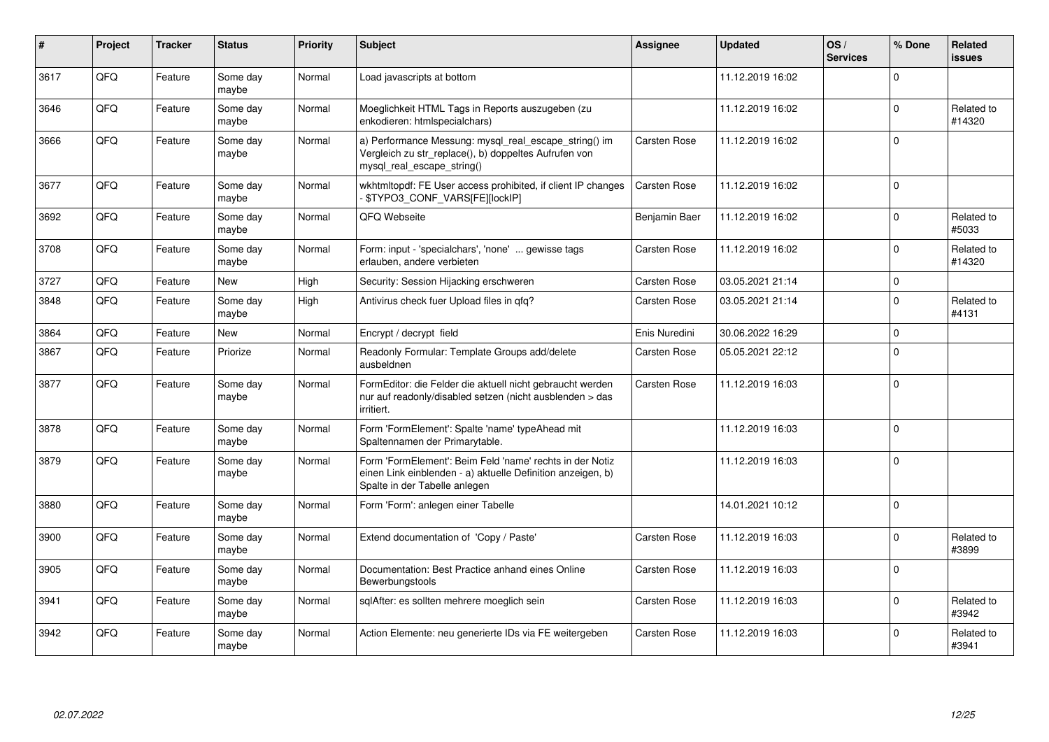| # | Project | Tracker | Status | Priority | Subject | Assignee | Updated | OS / Services | % Done | Related issues |
|---|---|---|---|---|---|---|---|---|---|---|
| 3617 | QFQ | Feature | Some day maybe | Normal | Load javascripts at bottom | | 11.12.2019 16:02 | | 0 | |
| 3646 | QFQ | Feature | Some day maybe | Normal | Moeglichkeit HTML Tags in Reports auszugeben (zu enkodieren: htmlspecialchars) | | 11.12.2019 16:02 | | 0 | Related to #14320 |
| 3666 | QFQ | Feature | Some day maybe | Normal | a) Performance Messung: mysql_real_escape_string() im Vergleich zu str_replace(), b) doppeltes Aufrufen von mysql_real_escape_string() | Carsten Rose | 11.12.2019 16:02 | | 0 | |
| 3677 | QFQ | Feature | Some day maybe | Normal | wkhtmltopdf: FE User access prohibited, if client IP changes - $TYPO3_CONF_VARS[FE][lockIP] | Carsten Rose | 11.12.2019 16:02 | | 0 | |
| 3692 | QFQ | Feature | Some day maybe | Normal | QFQ Webseite | Benjamin Baer | 11.12.2019 16:02 | | 0 | Related to #5033 |
| 3708 | QFQ | Feature | Some day maybe | Normal | Form: input - 'specialchars', 'none' ... gewisse tags erlauben, andere verbieten | Carsten Rose | 11.12.2019 16:02 | | 0 | Related to #14320 |
| 3727 | QFQ | Feature | New | High | Security: Session Hijacking erschweren | Carsten Rose | 03.05.2021 21:14 | | 0 | |
| 3848 | QFQ | Feature | Some day maybe | High | Antivirus check fuer Upload files in qfq? | Carsten Rose | 03.05.2021 21:14 | | 0 | Related to #4131 |
| 3864 | QFQ | Feature | New | Normal | Encrypt / decrypt field | Enis Nuredini | 30.06.2022 16:29 | | 0 | |
| 3867 | QFQ | Feature | Priorize | Normal | Readonly Formular: Template Groups add/delete ausbeldnen | Carsten Rose | 05.05.2021 22:12 | | 0 | |
| 3877 | QFQ | Feature | Some day maybe | Normal | FormEditor: die Felder die aktuell nicht gebraucht werden nur auf readonly/disabled setzen (nicht ausblenden > das irritiert. | Carsten Rose | 11.12.2019 16:03 | | 0 | |
| 3878 | QFQ | Feature | Some day maybe | Normal | Form 'FormElement': Spalte 'name' typeAhead mit Spaltennamen der Primarytable. | | 11.12.2019 16:03 | | 0 | |
| 3879 | QFQ | Feature | Some day maybe | Normal | Form 'FormElement': Beim Feld 'name' rechts in der Notiz einen Link einblenden - a) aktuelle Definition anzeigen, b) Spalte in der Tabelle anlegen | | 11.12.2019 16:03 | | 0 | |
| 3880 | QFQ | Feature | Some day maybe | Normal | Form 'Form': anlegen einer Tabelle | | 14.01.2021 10:12 | | 0 | |
| 3900 | QFQ | Feature | Some day maybe | Normal | Extend documentation of 'Copy / Paste' | Carsten Rose | 11.12.2019 16:03 | | 0 | Related to #3899 |
| 3905 | QFQ | Feature | Some day maybe | Normal | Documentation: Best Practice anhand eines Online Bewerbungstools | Carsten Rose | 11.12.2019 16:03 | | 0 | |
| 3941 | QFQ | Feature | Some day maybe | Normal | sqlAfter: es sollten mehrere moeglich sein | Carsten Rose | 11.12.2019 16:03 | | 0 | Related to #3942 |
| 3942 | QFQ | Feature | Some day maybe | Normal | Action Elemente: neu generierte IDs via FE weitergeben | Carsten Rose | 11.12.2019 16:03 | | 0 | Related to #3941 |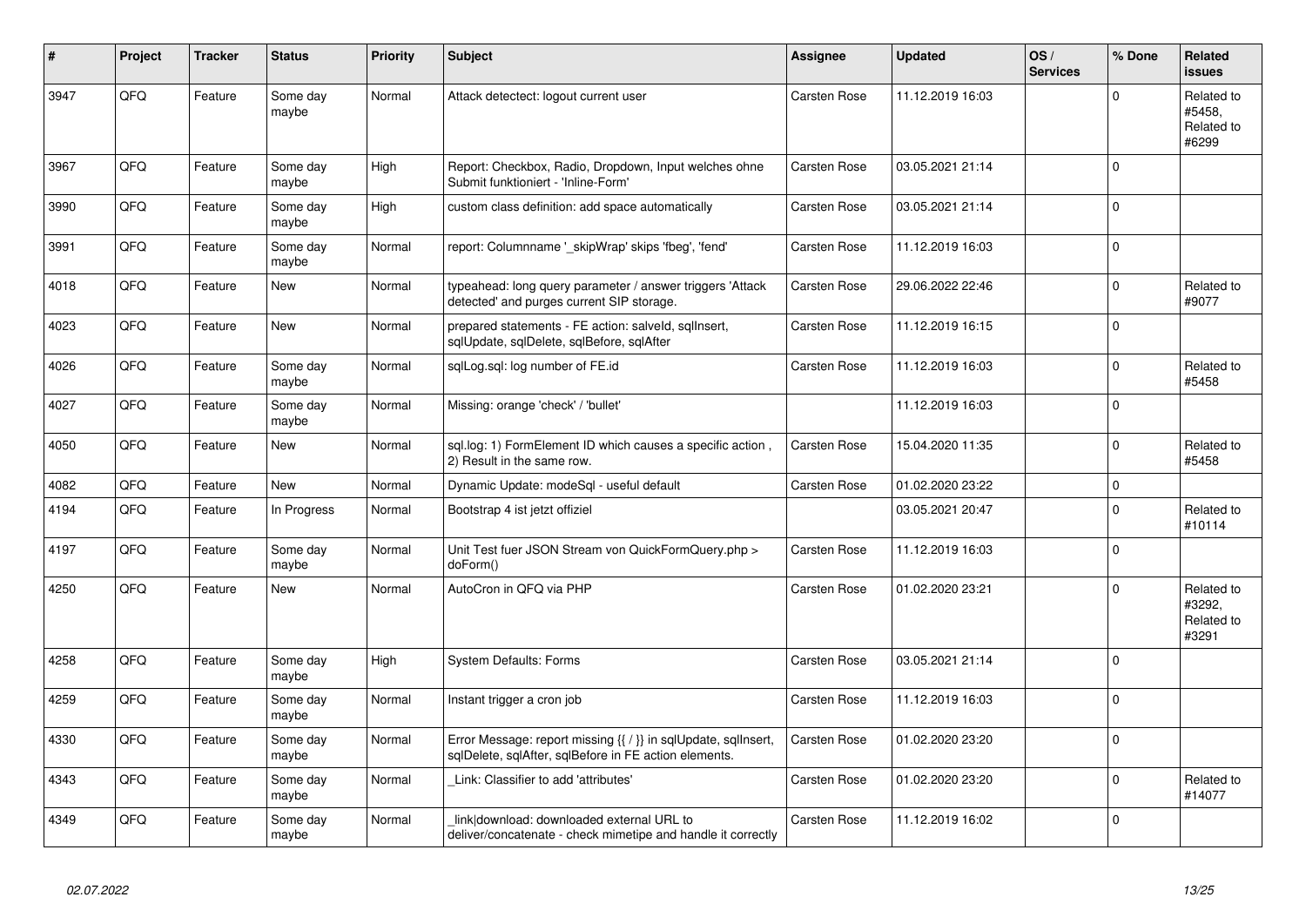| # | Project | Tracker | Status | Priority | Subject | Assignee | Updated | OS / Services | % Done | Related issues |
|---|---|---|---|---|---|---|---|---|---|---|
| 3947 | QFQ | Feature | Some day maybe | Normal | Attack detectect: logout current user | Carsten Rose | 11.12.2019 16:03 | | 0 | Related to #5458, Related to #6299 |
| 3967 | QFQ | Feature | Some day maybe | High | Report: Checkbox, Radio, Dropdown, Input welches ohne Submit funktioniert - 'Inline-Form' | Carsten Rose | 03.05.2021 21:14 | | 0 | |
| 3990 | QFQ | Feature | Some day maybe | High | custom class definition: add space automatically | Carsten Rose | 03.05.2021 21:14 | | 0 | |
| 3991 | QFQ | Feature | Some day maybe | Normal | report: Columnname '_skipWrap' skips 'fbeg', 'fend' | Carsten Rose | 11.12.2019 16:03 | | 0 | |
| 4018 | QFQ | Feature | New | Normal | typeahead: long query parameter / answer triggers 'Attack detected' and purges current SIP storage. | Carsten Rose | 29.06.2022 22:46 | | 0 | Related to #9077 |
| 4023 | QFQ | Feature | New | Normal | prepared statements - FE action: salveld, sqlInsert, sqlUpdate, sqlDelete, sqlBefore, sqlAfter | Carsten Rose | 11.12.2019 16:15 | | 0 | |
| 4026 | QFQ | Feature | Some day maybe | Normal | sqlLog.sql: log number of FE.id | Carsten Rose | 11.12.2019 16:03 | | 0 | Related to #5458 |
| 4027 | QFQ | Feature | Some day maybe | Normal | Missing: orange 'check' / 'bullet' | | 11.12.2019 16:03 | | 0 | |
| 4050 | QFQ | Feature | New | Normal | sql.log: 1) FormElement ID which causes a specific action , 2) Result in the same row. | Carsten Rose | 15.04.2020 11:35 | | 0 | Related to #5458 |
| 4082 | QFQ | Feature | New | Normal | Dynamic Update: modeSql - useful default | Carsten Rose | 01.02.2020 23:22 | | 0 | |
| 4194 | QFQ | Feature | In Progress | Normal | Bootstrap 4 ist jetzt offiziel | | 03.05.2021 20:47 | | 0 | Related to #10114 |
| 4197 | QFQ | Feature | Some day maybe | Normal | Unit Test fuer JSON Stream von QuickFormQuery.php > doForm() | Carsten Rose | 11.12.2019 16:03 | | 0 | |
| 4250 | QFQ | Feature | New | Normal | AutoCron in QFQ via PHP | Carsten Rose | 01.02.2020 23:21 | | 0 | Related to #3292, Related to #3291 |
| 4258 | QFQ | Feature | Some day maybe | High | System Defaults: Forms | Carsten Rose | 03.05.2021 21:14 | | 0 | |
| 4259 | QFQ | Feature | Some day maybe | Normal | Instant trigger a cron job | Carsten Rose | 11.12.2019 16:03 | | 0 | |
| 4330 | QFQ | Feature | Some day maybe | Normal | Error Message: report missing {{ / }} in sqlUpdate, sqlInsert, sqlDelete, sqlAfter, sqlBefore in FE action elements. | Carsten Rose | 01.02.2020 23:20 | | 0 | |
| 4343 | QFQ | Feature | Some day maybe | Normal | _Link: Classifier to add 'attributes' | Carsten Rose | 01.02.2020 23:20 | | 0 | Related to #14077 |
| 4349 | QFQ | Feature | Some day maybe | Normal | _link\|download: downloaded external URL to deliver/concatenate - check mimetipe and handle it correctly | Carsten Rose | 11.12.2019 16:02 | | 0 | |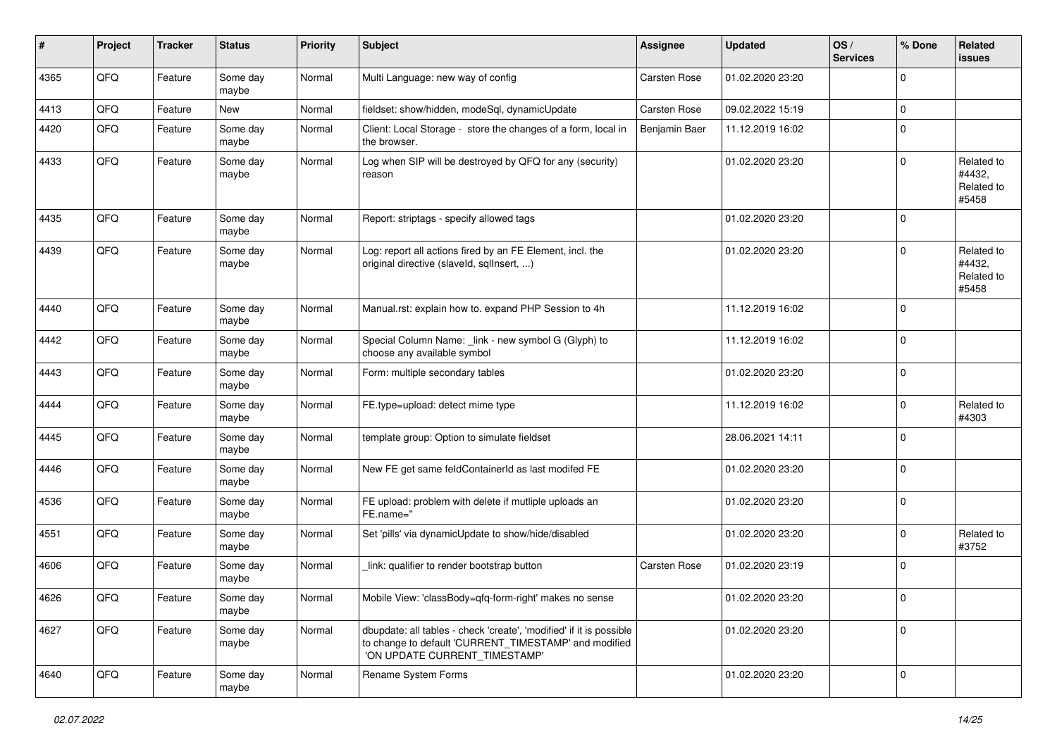| # | Project | Tracker | Status | Priority | Subject | Assignee | Updated | OS / Services | % Done | Related issues |
|---|---|---|---|---|---|---|---|---|---|---|
| 4365 | QFQ | Feature | Some day maybe | Normal | Multi Language: new way of config | Carsten Rose | 01.02.2020 23:20 | | 0 | |
| 4413 | QFQ | Feature | New | Normal | fieldset: show/hidden, modeSql, dynamicUpdate | Carsten Rose | 09.02.2022 15:19 | | 0 | |
| 4420 | QFQ | Feature | Some day maybe | Normal | Client: Local Storage - store the changes of a form, local in the browser. | Benjamin Baer | 11.12.2019 16:02 | | 0 | |
| 4433 | QFQ | Feature | Some day maybe | Normal | Log when SIP will be destroyed by QFQ for any (security) reason | | 01.02.2020 23:20 | | 0 | Related to #4432, Related to #5458 |
| 4435 | QFQ | Feature | Some day maybe | Normal | Report: striptags - specify allowed tags | | 01.02.2020 23:20 | | 0 | |
| 4439 | QFQ | Feature | Some day maybe | Normal | Log: report all actions fired by an FE Element, incl. the original directive (slaveId, sqlInsert, ...) | | 01.02.2020 23:20 | | 0 | Related to #4432, Related to #5458 |
| 4440 | QFQ | Feature | Some day maybe | Normal | Manual.rst: explain how to. expand PHP Session to 4h | | 11.12.2019 16:02 | | 0 | |
| 4442 | QFQ | Feature | Some day maybe | Normal | Special Column Name: _link - new symbol G (Glyph) to choose any available symbol | | 11.12.2019 16:02 | | 0 | |
| 4443 | QFQ | Feature | Some day maybe | Normal | Form: multiple secondary tables | | 01.02.2020 23:20 | | 0 | |
| 4444 | QFQ | Feature | Some day maybe | Normal | FE.type=upload: detect mime type | | 11.12.2019 16:02 | | 0 | Related to #4303 |
| 4445 | QFQ | Feature | Some day maybe | Normal | template group: Option to simulate fieldset | | 28.06.2021 14:11 | | 0 | |
| 4446 | QFQ | Feature | Some day maybe | Normal | New FE get same feldContainerId as last modifed FE | | 01.02.2020 23:20 | | 0 | |
| 4536 | QFQ | Feature | Some day maybe | Normal | FE upload: problem with delete if mutliple uploads an FE.name=" | | 01.02.2020 23:20 | | 0 | |
| 4551 | QFQ | Feature | Some day maybe | Normal | Set 'pills' via dynamicUpdate to show/hide/disabled | | 01.02.2020 23:20 | | 0 | Related to #3752 |
| 4606 | QFQ | Feature | Some day maybe | Normal | _link: qualifier to render bootstrap button | Carsten Rose | 01.02.2020 23:19 | | 0 | |
| 4626 | QFQ | Feature | Some day maybe | Normal | Mobile View: 'classBody=qfq-form-right' makes no sense | | 01.02.2020 23:20 | | 0 | |
| 4627 | QFQ | Feature | Some day maybe | Normal | dbupdate: all tables - check 'create', 'modified' if it is possible to change to default 'CURRENT_TIMESTAMP' and modified 'ON UPDATE CURRENT_TIMESTAMP' | | 01.02.2020 23:20 | | 0 | |
| 4640 | QFQ | Feature | Some day maybe | Normal | Rename System Forms | | 01.02.2020 23:20 | | 0 | |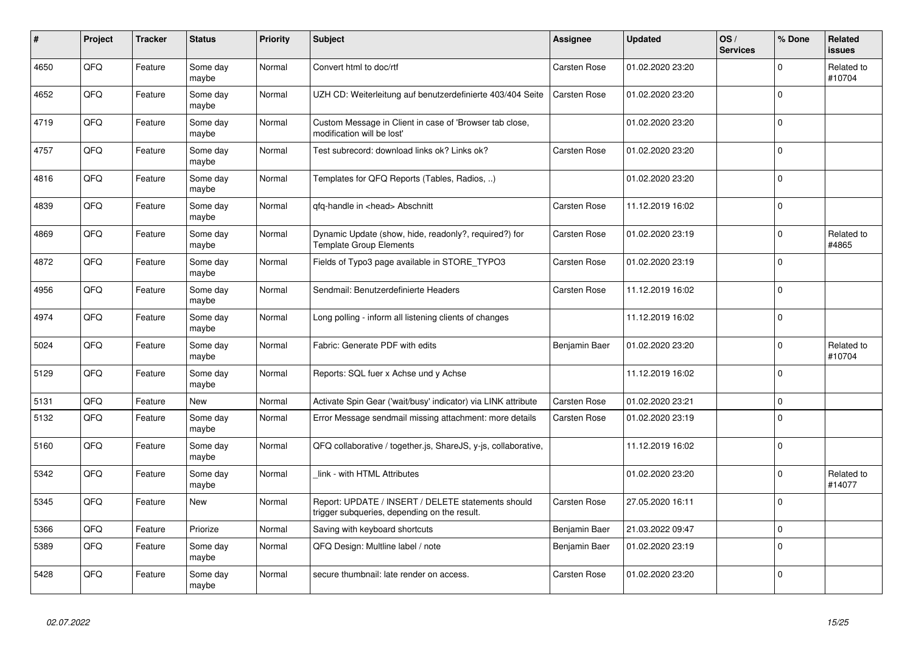| # | Project | Tracker | Status | Priority | Subject | Assignee | Updated | OS / Services | % Done | Related issues |
|---|---|---|---|---|---|---|---|---|---|---|
| 4650 | QFQ | Feature | Some day maybe | Normal | Convert html to doc/rtf | Carsten Rose | 01.02.2020 23:20 | | 0 | Related to #10704 |
| 4652 | QFQ | Feature | Some day maybe | Normal | UZH CD: Weiterleitung auf benutzerdefinierte 403/404 Seite | Carsten Rose | 01.02.2020 23:20 | | 0 | |
| 4719 | QFQ | Feature | Some day maybe | Normal | Custom Message in Client in case of 'Browser tab close, modification will be lost' | | 01.02.2020 23:20 | | 0 | |
| 4757 | QFQ | Feature | Some day maybe | Normal | Test subrecord: download links ok? Links ok? | Carsten Rose | 01.02.2020 23:20 | | 0 | |
| 4816 | QFQ | Feature | Some day maybe | Normal | Templates for QFQ Reports (Tables, Radios, ..) | | 01.02.2020 23:20 | | 0 | |
| 4839 | QFQ | Feature | Some day maybe | Normal | qfq-handle in <head> Abschnitt | Carsten Rose | 11.12.2019 16:02 | | 0 | |
| 4869 | QFQ | Feature | Some day maybe | Normal | Dynamic Update (show, hide, readonly?, required?) for Template Group Elements | Carsten Rose | 01.02.2020 23:19 | | 0 | Related to #4865 |
| 4872 | QFQ | Feature | Some day maybe | Normal | Fields of Typo3 page available in STORE_TYPO3 | Carsten Rose | 01.02.2020 23:19 | | 0 | |
| 4956 | QFQ | Feature | Some day maybe | Normal | Sendmail: Benutzerdefinierte Headers | Carsten Rose | 11.12.2019 16:02 | | 0 | |
| 4974 | QFQ | Feature | Some day maybe | Normal | Long polling - inform all listening clients of changes | | 11.12.2019 16:02 | | 0 | |
| 5024 | QFQ | Feature | Some day maybe | Normal | Fabric: Generate PDF with edits | Benjamin Baer | 01.02.2020 23:20 | | 0 | Related to #10704 |
| 5129 | QFQ | Feature | Some day maybe | Normal | Reports: SQL fuer x Achse und y Achse | | 11.12.2019 16:02 | | 0 | |
| 5131 | QFQ | Feature | New | Normal | Activate Spin Gear ('wait/busy' indicator) via LINK attribute | Carsten Rose | 01.02.2020 23:21 | | 0 | |
| 5132 | QFQ | Feature | Some day maybe | Normal | Error Message sendmail missing attachment: more details | Carsten Rose | 01.02.2020 23:19 | | 0 | |
| 5160 | QFQ | Feature | Some day maybe | Normal | QFQ collaborative / together.js, ShareJS, y-js, collaborative, | | 11.12.2019 16:02 | | 0 | |
| 5342 | QFQ | Feature | Some day maybe | Normal | _link - with HTML Attributes | | 01.02.2020 23:20 | | 0 | Related to #14077 |
| 5345 | QFQ | Feature | New | Normal | Report: UPDATE / INSERT / DELETE statements should trigger subqueries, depending on the result. | Carsten Rose | 27.05.2020 16:11 | | 0 | |
| 5366 | QFQ | Feature | Priorize | Normal | Saving with keyboard shortcuts | Benjamin Baer | 21.03.2022 09:47 | | 0 | |
| 5389 | QFQ | Feature | Some day maybe | Normal | QFQ Design: Multline label / note | Benjamin Baer | 01.02.2020 23:19 | | 0 | |
| 5428 | QFQ | Feature | Some day maybe | Normal | secure thumbnail: late render on access. | Carsten Rose | 01.02.2020 23:20 | | 0 | |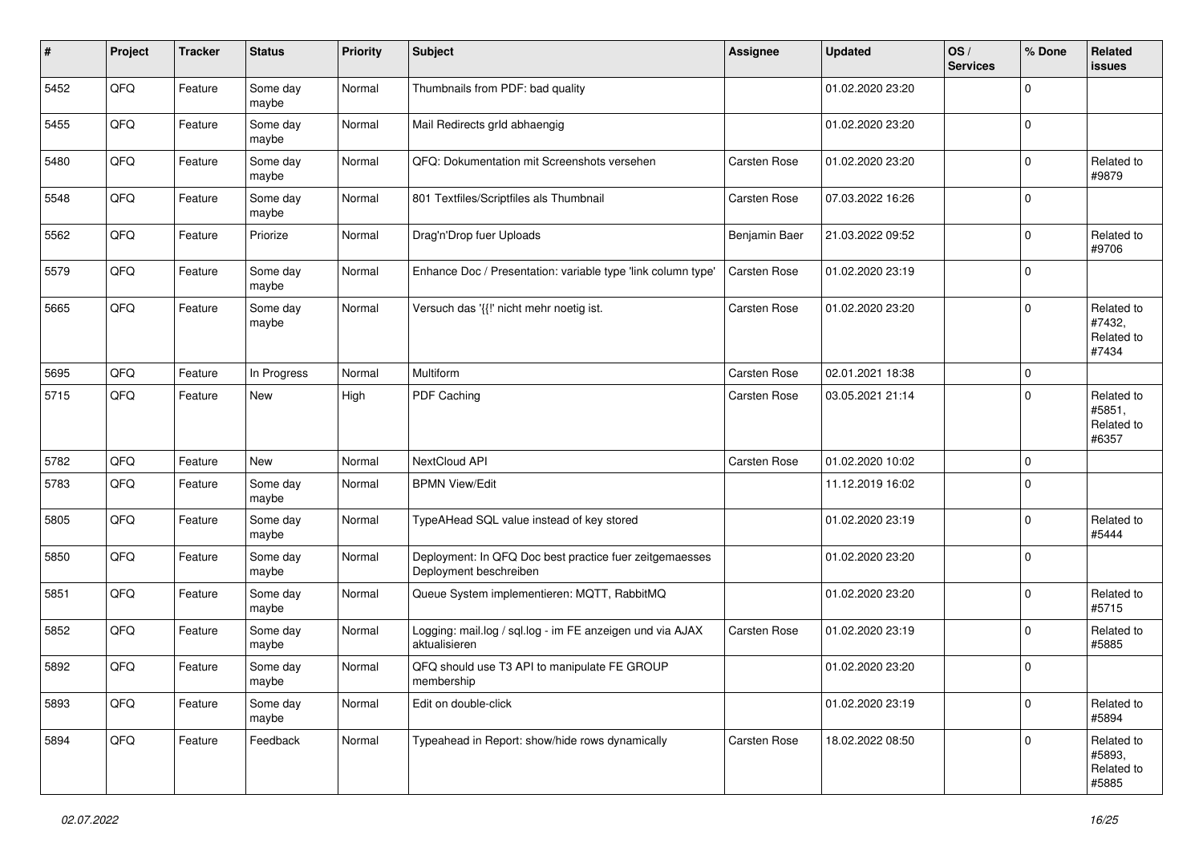| # | Project | Tracker | Status | Priority | Subject | Assignee | Updated | OS / Services | % Done | Related issues |
|---|---|---|---|---|---|---|---|---|---|---|
| 5452 | QFQ | Feature | Some day maybe | Normal | Thumbnails from PDF: bad quality | | 01.02.2020 23:20 | | 0 | |
| 5455 | QFQ | Feature | Some day maybe | Normal | Mail Redirects grld abhaengig | | 01.02.2020 23:20 | | 0 | |
| 5480 | QFQ | Feature | Some day maybe | Normal | QFQ: Dokumentation mit Screenshots versehen | Carsten Rose | 01.02.2020 23:20 | | 0 | Related to #9879 |
| 5548 | QFQ | Feature | Some day maybe | Normal | 801 Textfiles/Scriptfiles als Thumbnail | Carsten Rose | 07.03.2022 16:26 | | 0 | |
| 5562 | QFQ | Feature | Priorize | Normal | Drag'n'Drop fuer Uploads | Benjamin Baer | 21.03.2022 09:52 | | 0 | Related to #9706 |
| 5579 | QFQ | Feature | Some day maybe | Normal | Enhance Doc / Presentation: variable type 'link column type' | Carsten Rose | 01.02.2020 23:19 | | 0 | |
| 5665 | QFQ | Feature | Some day maybe | Normal | Versuch das '{{!' nicht mehr noetig ist. | Carsten Rose | 01.02.2020 23:20 | | 0 | Related to #7432, Related to #7434 |
| 5695 | QFQ | Feature | In Progress | Normal | Multiform | Carsten Rose | 02.01.2021 18:38 | | 0 | |
| 5715 | QFQ | Feature | New | High | PDF Caching | Carsten Rose | 03.05.2021 21:14 | | 0 | Related to #5851, Related to #6357 |
| 5782 | QFQ | Feature | New | Normal | NextCloud API | Carsten Rose | 01.02.2020 10:02 | | 0 | |
| 5783 | QFQ | Feature | Some day maybe | Normal | BPMN View/Edit | | 11.12.2019 16:02 | | 0 | |
| 5805 | QFQ | Feature | Some day maybe | Normal | TypeAHead SQL value instead of key stored | | 01.02.2020 23:19 | | 0 | Related to #5444 |
| 5850 | QFQ | Feature | Some day maybe | Normal | Deployment: In QFQ Doc best practice fuer zeitgemaesses Deployment beschreiben | | 01.02.2020 23:20 | | 0 | |
| 5851 | QFQ | Feature | Some day maybe | Normal | Queue System implementieren: MQTT, RabbitMQ | | 01.02.2020 23:20 | | 0 | Related to #5715 |
| 5852 | QFQ | Feature | Some day maybe | Normal | Logging: mail.log / sql.log - im FE anzeigen und via AJAX aktualisieren | Carsten Rose | 01.02.2020 23:19 | | 0 | Related to #5885 |
| 5892 | QFQ | Feature | Some day maybe | Normal | QFQ should use T3 API to manipulate FE GROUP membership | | 01.02.2020 23:20 | | 0 | |
| 5893 | QFQ | Feature | Some day maybe | Normal | Edit on double-click | | 01.02.2020 23:19 | | 0 | Related to #5894 |
| 5894 | QFQ | Feature | Feedback | Normal | Typeahead in Report: show/hide rows dynamically | Carsten Rose | 18.02.2022 08:50 | | 0 | Related to #5893, Related to #5885 |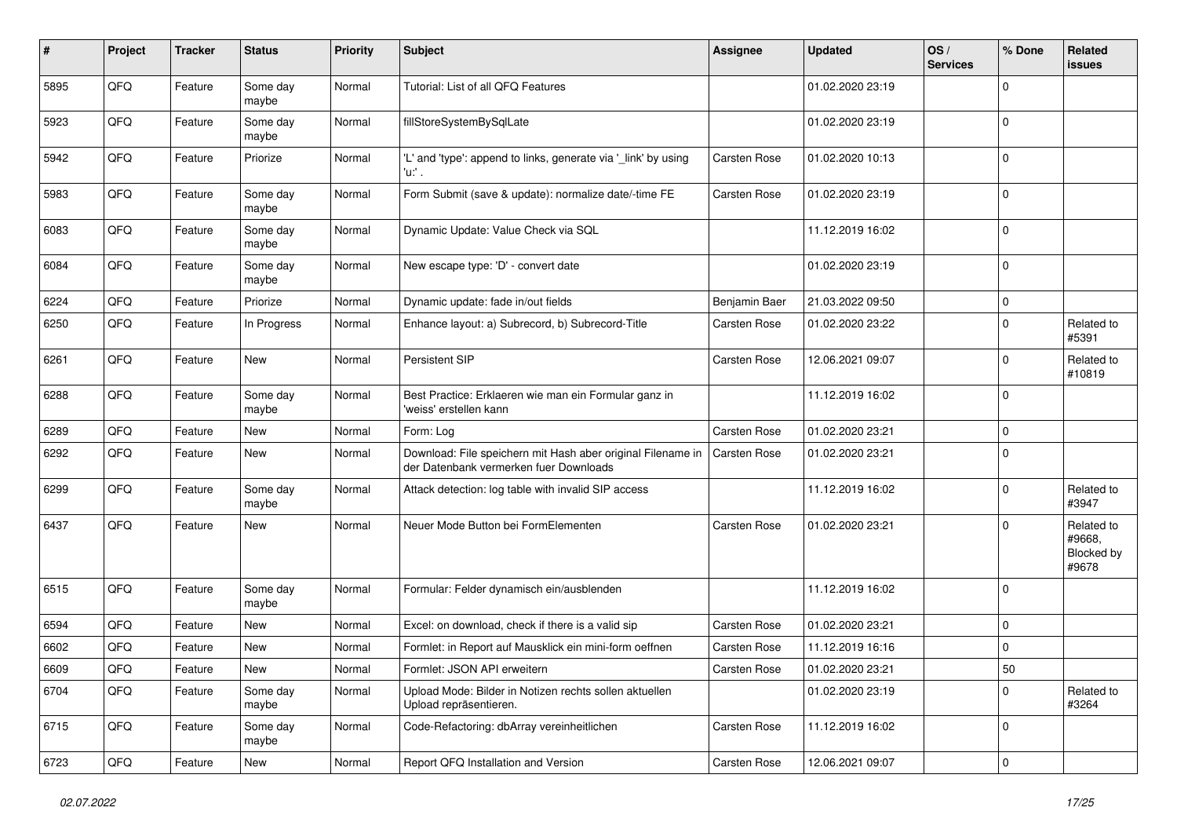| # | Project | Tracker | Status | Priority | Subject | Assignee | Updated | OS / Services | % Done | Related issues |
|---|---|---|---|---|---|---|---|---|---|---|
| 5895 | QFQ | Feature | Some day maybe | Normal | Tutorial: List of all QFQ Features | | 01.02.2020 23:19 | | 0 | |
| 5923 | QFQ | Feature | Some day maybe | Normal | fillStoreSystemBySqlLate | | 01.02.2020 23:19 | | 0 | |
| 5942 | QFQ | Feature | Priorize | Normal | 'L' and 'type': append to links, generate via '_link' by using 'u:' . | Carsten Rose | 01.02.2020 10:13 | | 0 | |
| 5983 | QFQ | Feature | Some day maybe | Normal | Form Submit (save & update): normalize date/-time FE | Carsten Rose | 01.02.2020 23:19 | | 0 | |
| 6083 | QFQ | Feature | Some day maybe | Normal | Dynamic Update: Value Check via SQL | | 11.12.2019 16:02 | | 0 | |
| 6084 | QFQ | Feature | Some day maybe | Normal | New escape type: 'D' - convert date | | 01.02.2020 23:19 | | 0 | |
| 6224 | QFQ | Feature | Priorize | Normal | Dynamic update: fade in/out fields | Benjamin Baer | 21.03.2022 09:50 | | 0 | |
| 6250 | QFQ | Feature | In Progress | Normal | Enhance layout: a) Subrecord, b) Subrecord-Title | Carsten Rose | 01.02.2020 23:22 | | 0 | Related to #5391 |
| 6261 | QFQ | Feature | New | Normal | Persistent SIP | Carsten Rose | 12.06.2021 09:07 | | 0 | Related to #10819 |
| 6288 | QFQ | Feature | Some day maybe | Normal | Best Practice: Erklaeren wie man ein Formular ganz in 'weiss' erstellen kann | | 11.12.2019 16:02 | | 0 | |
| 6289 | QFQ | Feature | New | Normal | Form: Log | Carsten Rose | 01.02.2020 23:21 | | 0 | |
| 6292 | QFQ | Feature | New | Normal | Download: File speichern mit Hash aber original Filename in der Datenbank vermerken fuer Downloads | Carsten Rose | 01.02.2020 23:21 | | 0 | |
| 6299 | QFQ | Feature | Some day maybe | Normal | Attack detection: log table with invalid SIP access | | 11.12.2019 16:02 | | 0 | Related to #3947 |
| 6437 | QFQ | Feature | New | Normal | Neuer Mode Button bei FormElementen | Carsten Rose | 01.02.2020 23:21 | | 0 | Related to #9668, Blocked by #9678 |
| 6515 | QFQ | Feature | Some day maybe | Normal | Formular: Felder dynamisch ein/ausblenden | | 11.12.2019 16:02 | | 0 | |
| 6594 | QFQ | Feature | New | Normal | Excel: on download, check if there is a valid sip | Carsten Rose | 01.02.2020 23:21 | | 0 | |
| 6602 | QFQ | Feature | New | Normal | Formlet: in Report auf Mausklick ein mini-form oeffnen | Carsten Rose | 11.12.2019 16:16 | | 0 | |
| 6609 | QFQ | Feature | New | Normal | Formlet: JSON API erweitern | Carsten Rose | 01.02.2020 23:21 | | 50 | |
| 6704 | QFQ | Feature | Some day maybe | Normal | Upload Mode: Bilder in Notizen rechts sollen aktuellen Upload repräsentieren. | | 01.02.2020 23:19 | | 0 | Related to #3264 |
| 6715 | QFQ | Feature | Some day maybe | Normal | Code-Refactoring: dbArray vereinheitlichen | Carsten Rose | 11.12.2019 16:02 | | 0 | |
| 6723 | QFQ | Feature | New | Normal | Report QFQ Installation and Version | Carsten Rose | 12.06.2021 09:07 | | 0 | |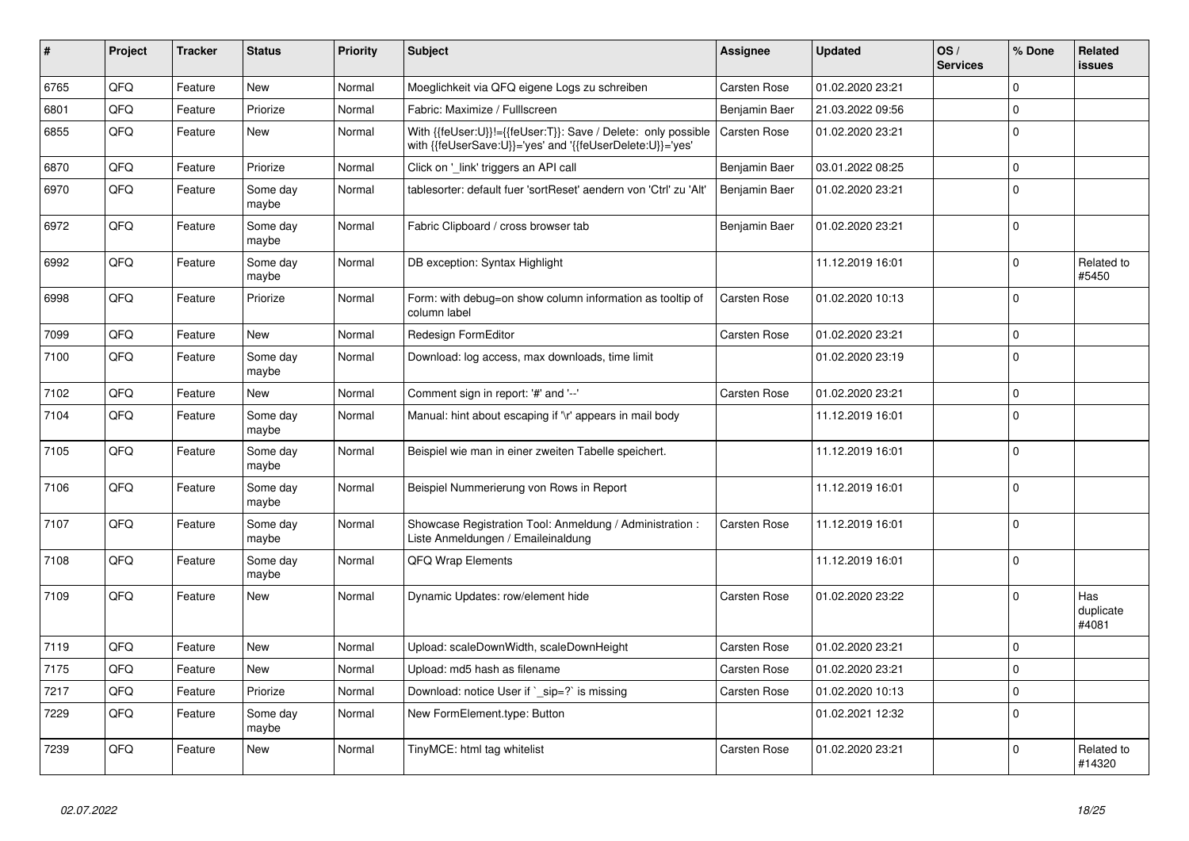| # | Project | Tracker | Status | Priority | Subject | Assignee | Updated | OS / Services | % Done | Related issues |
|---|---|---|---|---|---|---|---|---|---|---|
| 6765 | QFQ | Feature | New | Normal | Moeglichkeit via QFQ eigene Logs zu schreiben | Carsten Rose | 01.02.2020 23:21 | | 0 | |
| 6801 | QFQ | Feature | Priorize | Normal | Fabric: Maximize / Fulllscreen | Benjamin Baer | 21.03.2022 09:56 | | 0 | |
| 6855 | QFQ | Feature | New | Normal | With {{feUser:U}}!={{feUser:T}}: Save / Delete: only possible with {{feUserSave:U}}='yes' and '{{feUserDelete:U}}='yes' | Carsten Rose | 01.02.2020 23:21 | | 0 | |
| 6870 | QFQ | Feature | Priorize | Normal | Click on '_link' triggers an API call | Benjamin Baer | 03.01.2022 08:25 | | 0 | |
| 6970 | QFQ | Feature | Some day maybe | Normal | tablesorter: default fuer 'sortReset' aendern von 'Ctrl' zu 'Alt' | Benjamin Baer | 01.02.2020 23:21 | | 0 | |
| 6972 | QFQ | Feature | Some day maybe | Normal | Fabric Clipboard / cross browser tab | Benjamin Baer | 01.02.2020 23:21 | | 0 | |
| 6992 | QFQ | Feature | Some day maybe | Normal | DB exception: Syntax Highlight | | 11.12.2019 16:01 | | 0 | Related to #5450 |
| 6998 | QFQ | Feature | Priorize | Normal | Form: with debug=on show column information as tooltip of column label | Carsten Rose | 01.02.2020 10:13 | | 0 | |
| 7099 | QFQ | Feature | New | Normal | Redesign FormEditor | Carsten Rose | 01.02.2020 23:21 | | 0 | |
| 7100 | QFQ | Feature | Some day maybe | Normal | Download: log access, max downloads, time limit | | 01.02.2020 23:19 | | 0 | |
| 7102 | QFQ | Feature | New | Normal | Comment sign in report: '#' and '--' | Carsten Rose | 01.02.2020 23:21 | | 0 | |
| 7104 | QFQ | Feature | Some day maybe | Normal | Manual: hint about escaping if '\r' appears in mail body | | 11.12.2019 16:01 | | 0 | |
| 7105 | QFQ | Feature | Some day maybe | Normal | Beispiel wie man in einer zweiten Tabelle speichert. | | 11.12.2019 16:01 | | 0 | |
| 7106 | QFQ | Feature | Some day maybe | Normal | Beispiel Nummerierung von Rows in Report | | 11.12.2019 16:01 | | 0 | |
| 7107 | QFQ | Feature | Some day maybe | Normal | Showcase Registration Tool: Anmeldung / Administration : Liste Anmeldungen / Emaileinaldung | Carsten Rose | 11.12.2019 16:01 | | 0 | |
| 7108 | QFQ | Feature | Some day maybe | Normal | QFQ Wrap Elements | | 11.12.2019 16:01 | | 0 | |
| 7109 | QFQ | Feature | New | Normal | Dynamic Updates: row/element hide | Carsten Rose | 01.02.2020 23:22 | | 0 | Has duplicate #4081 |
| 7119 | QFQ | Feature | New | Normal | Upload: scaleDownWidth, scaleDownHeight | Carsten Rose | 01.02.2020 23:21 | | 0 | |
| 7175 | QFQ | Feature | New | Normal | Upload: md5 hash as filename | Carsten Rose | 01.02.2020 23:21 | | 0 | |
| 7217 | QFQ | Feature | Priorize | Normal | Download: notice User if `_sip=?` is missing | Carsten Rose | 01.02.2020 10:13 | | 0 | |
| 7229 | QFQ | Feature | Some day maybe | Normal | New FormElement.type: Button | | 01.02.2021 12:32 | | 0 | |
| 7239 | QFQ | Feature | New | Normal | TinyMCE: html tag whitelist | Carsten Rose | 01.02.2020 23:21 | | 0 | Related to #14320 |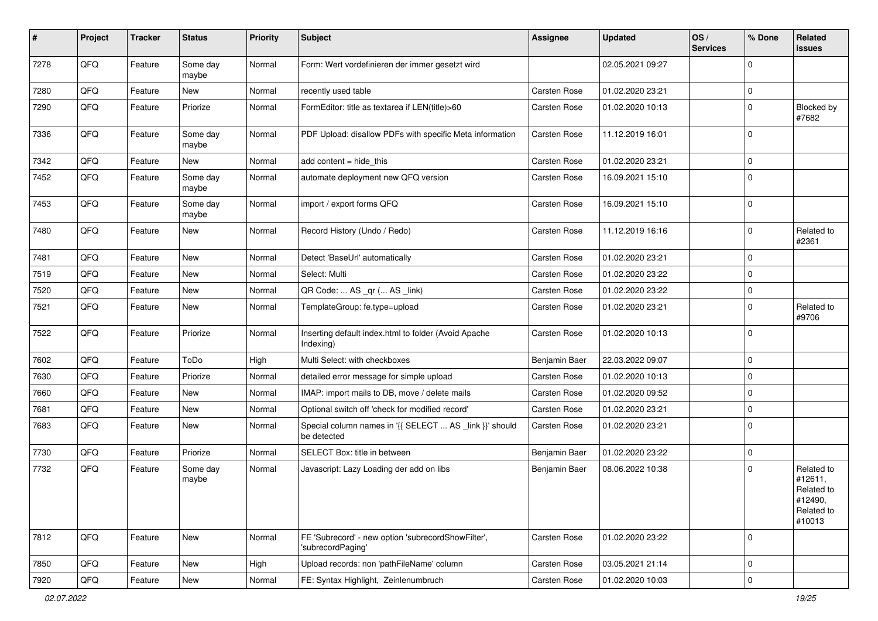| # | Project | Tracker | Status | Priority | Subject | Assignee | Updated | OS / Services | % Done | Related issues |
|---|---|---|---|---|---|---|---|---|---|---|
| 7278 | QFQ | Feature | Some day maybe | Normal | Form: Wert vordefinieren der immer gesetzt wird | | 02.05.2021 09:27 | | 0 | |
| 7280 | QFQ | Feature | New | Normal | recently used table | Carsten Rose | 01.02.2020 23:21 | | 0 | |
| 7290 | QFQ | Feature | Priorize | Normal | FormEditor: title as textarea if LEN(title)>60 | Carsten Rose | 01.02.2020 10:13 | | 0 | Blocked by #7682 |
| 7336 | QFQ | Feature | Some day maybe | Normal | PDF Upload: disallow PDFs with specific Meta information | Carsten Rose | 11.12.2019 16:01 | | 0 | |
| 7342 | QFQ | Feature | New | Normal | add content = hide_this | Carsten Rose | 01.02.2020 23:21 | | 0 | |
| 7452 | QFQ | Feature | Some day maybe | Normal | automate deployment new QFQ version | Carsten Rose | 16.09.2021 15:10 | | 0 | |
| 7453 | QFQ | Feature | Some day maybe | Normal | import / export forms QFQ | Carsten Rose | 16.09.2021 15:10 | | 0 | |
| 7480 | QFQ | Feature | New | Normal | Record History (Undo / Redo) | Carsten Rose | 11.12.2019 16:16 | | 0 | Related to #2361 |
| 7481 | QFQ | Feature | New | Normal | Detect 'BaseUrl' automatically | Carsten Rose | 01.02.2020 23:21 | | 0 | |
| 7519 | QFQ | Feature | New | Normal | Select: Multi | Carsten Rose | 01.02.2020 23:22 | | 0 | |
| 7520 | QFQ | Feature | New | Normal | QR Code: ... AS _qr ( ... AS _link) | Carsten Rose | 01.02.2020 23:22 | | 0 | |
| 7521 | QFQ | Feature | New | Normal | TemplateGroup: fe.type=upload | Carsten Rose | 01.02.2020 23:21 | | 0 | Related to #9706 |
| 7522 | QFQ | Feature | Priorize | Normal | Inserting default index.html to folder (Avoid Apache Indexing) | Carsten Rose | 01.02.2020 10:13 | | 0 | |
| 7602 | QFQ | Feature | ToDo | High | Multi Select: with checkboxes | Benjamin Baer | 22.03.2022 09:07 | | 0 | |
| 7630 | QFQ | Feature | Priorize | Normal | detailed error message for simple upload | Carsten Rose | 01.02.2020 10:13 | | 0 | |
| 7660 | QFQ | Feature | New | Normal | IMAP: import mails to DB, move / delete mails | Carsten Rose | 01.02.2020 09:52 | | 0 | |
| 7681 | QFQ | Feature | New | Normal | Optional switch off 'check for modified record' | Carsten Rose | 01.02.2020 23:21 | | 0 | |
| 7683 | QFQ | Feature | New | Normal | Special column names in '{{ SELECT ... AS _link }}' should be detected | Carsten Rose | 01.02.2020 23:21 | | 0 | |
| 7730 | QFQ | Feature | Priorize | Normal | SELECT Box: title in between | Benjamin Baer | 01.02.2020 23:22 | | 0 | |
| 7732 | QFQ | Feature | Some day maybe | Normal | Javascript: Lazy Loading der add on libs | Benjamin Baer | 08.06.2022 10:38 | | 0 | Related to #12611, Related to #12490, Related to #10013 |
| 7812 | QFQ | Feature | New | Normal | FE 'Subrecord' - new option 'subrecordShowFilter', 'subrecordPaging' | Carsten Rose | 01.02.2020 23:22 | | 0 | |
| 7850 | QFQ | Feature | New | High | Upload records: non 'pathFileName' column | Carsten Rose | 03.05.2021 21:14 | | 0 | |
| 7920 | QFQ | Feature | New | Normal | FE: Syntax Highlight, Zeilenumbruch | Carsten Rose | 01.02.2020 10:03 | | 0 | |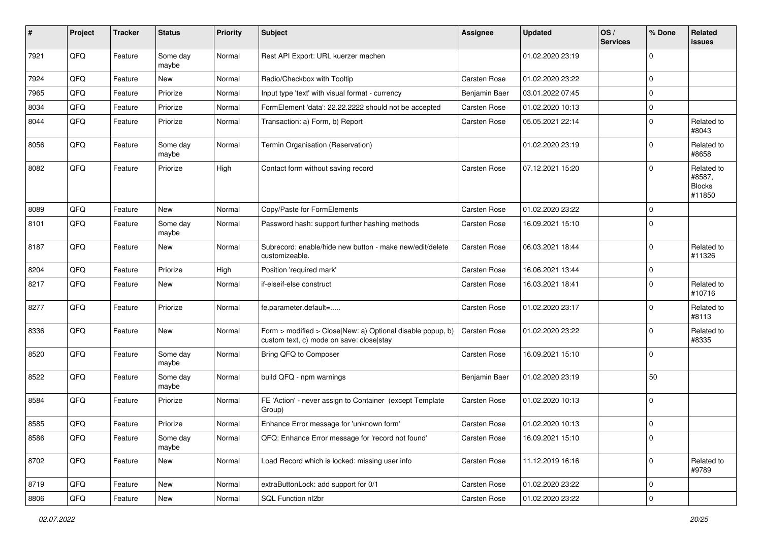| # | Project | Tracker | Status | Priority | Subject | Assignee | Updated | OS / Services | % Done | Related issues |
|---|---|---|---|---|---|---|---|---|---|---|
| 7921 | QFQ | Feature | Some day maybe | Normal | Rest API Export: URL kuerzer machen | | 01.02.2020 23:19 | | 0 | |
| 7924 | QFQ | Feature | New | Normal | Radio/Checkbox with Tooltip | Carsten Rose | 01.02.2020 23:22 | | 0 | |
| 7965 | QFQ | Feature | Priorize | Normal | Input type 'text' with visual format - currency | Benjamin Baer | 03.01.2022 07:45 | | 0 | |
| 8034 | QFQ | Feature | Priorize | Normal | FormElement 'data': 22.22.2222 should not be accepted | Carsten Rose | 01.02.2020 10:13 | | 0 | |
| 8044 | QFQ | Feature | Priorize | Normal | Transaction: a) Form, b) Report | Carsten Rose | 05.05.2021 22:14 | | 0 | Related to #8043 |
| 8056 | QFQ | Feature | Some day maybe | Normal | Termin Organisation (Reservation) | | 01.02.2020 23:19 | | 0 | Related to #8658 |
| 8082 | QFQ | Feature | Priorize | High | Contact form without saving record | Carsten Rose | 07.12.2021 15:20 | | 0 | Related to #8587, Blocks #11850 |
| 8089 | QFQ | Feature | New | Normal | Copy/Paste for FormElements | Carsten Rose | 01.02.2020 23:22 | | 0 | |
| 8101 | QFQ | Feature | Some day maybe | Normal | Password hash: support further hashing methods | Carsten Rose | 16.09.2021 15:10 | | 0 | |
| 8187 | QFQ | Feature | New | Normal | Subrecord: enable/hide new button - make new/edit/delete customizeable. | Carsten Rose | 06.03.2021 18:44 | | 0 | Related to #11326 |
| 8204 | QFQ | Feature | Priorize | High | Position 'required mark' | Carsten Rose | 16.06.2021 13:44 | | 0 | |
| 8217 | QFQ | Feature | New | Normal | if-elseif-else construct | Carsten Rose | 16.03.2021 18:41 | | 0 | Related to #10716 |
| 8277 | QFQ | Feature | Priorize | Normal | fe.parameter.default=..... | Carsten Rose | 01.02.2020 23:17 | | 0 | Related to #8113 |
| 8336 | QFQ | Feature | New | Normal | Form > modified > Close\|New: a) Optional disable popup, b) custom text, c) mode on save: close\|stay | Carsten Rose | 01.02.2020 23:22 | | 0 | Related to #8335 |
| 8520 | QFQ | Feature | Some day maybe | Normal | Bring QFQ to Composer | Carsten Rose | 16.09.2021 15:10 | | 0 | |
| 8522 | QFQ | Feature | Some day maybe | Normal | build QFQ - npm warnings | Benjamin Baer | 01.02.2020 23:19 | | 50 | |
| 8584 | QFQ | Feature | Priorize | Normal | FE 'Action' - never assign to Container (except Template Group) | Carsten Rose | 01.02.2020 10:13 | | 0 | |
| 8585 | QFQ | Feature | Priorize | Normal | Enhance Error message for 'unknown form' | Carsten Rose | 01.02.2020 10:13 | | 0 | |
| 8586 | QFQ | Feature | Some day maybe | Normal | QFQ: Enhance Error message for 'record not found' | Carsten Rose | 16.09.2021 15:10 | | 0 | |
| 8702 | QFQ | Feature | New | Normal | Load Record which is locked: missing user info | Carsten Rose | 11.12.2019 16:16 | | 0 | Related to #9789 |
| 8719 | QFQ | Feature | New | Normal | extraButtonLock: add support for 0/1 | Carsten Rose | 01.02.2020 23:22 | | 0 | |
| 8806 | QFQ | Feature | New | Normal | SQL Function nl2br | Carsten Rose | 01.02.2020 23:22 | | 0 | |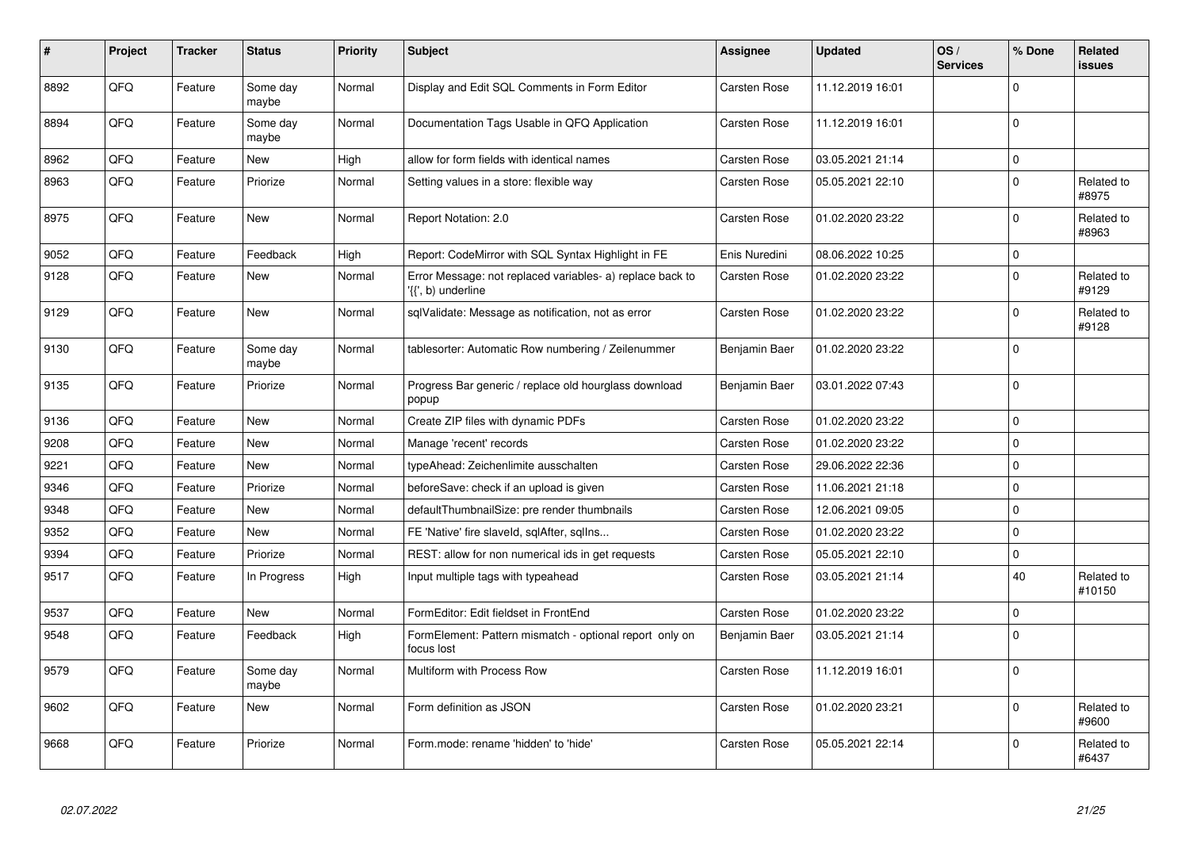| # | Project | Tracker | Status | Priority | Subject | Assignee | Updated | OS / Services | % Done | Related issues |
|---|---|---|---|---|---|---|---|---|---|---|
| 8892 | QFQ | Feature | Some day maybe | Normal | Display and Edit SQL Comments in Form Editor | Carsten Rose | 11.12.2019 16:01 | | 0 | |
| 8894 | QFQ | Feature | Some day maybe | Normal | Documentation Tags Usable in QFQ Application | Carsten Rose | 11.12.2019 16:01 | | 0 | |
| 8962 | QFQ | Feature | New | High | allow for form fields with identical names | Carsten Rose | 03.05.2021 21:14 | | 0 | |
| 8963 | QFQ | Feature | Priorize | Normal | Setting values in a store: flexible way | Carsten Rose | 05.05.2021 22:10 | | 0 | Related to #8975 |
| 8975 | QFQ | Feature | New | Normal | Report Notation: 2.0 | Carsten Rose | 01.02.2020 23:22 | | 0 | Related to #8963 |
| 9052 | QFQ | Feature | Feedback | High | Report: CodeMirror with SQL Syntax Highlight in FE | Enis Nuredini | 08.06.2022 10:25 | | 0 | |
| 9128 | QFQ | Feature | New | Normal | Error Message: not replaced variables- a) replace back to '{{', b) underline | Carsten Rose | 01.02.2020 23:22 | | 0 | Related to #9129 |
| 9129 | QFQ | Feature | New | Normal | sqlValidate: Message as notification, not as error | Carsten Rose | 01.02.2020 23:22 | | 0 | Related to #9128 |
| 9130 | QFQ | Feature | Some day maybe | Normal | tablesorter: Automatic Row numbering / Zeilenummer | Benjamin Baer | 01.02.2020 23:22 | | 0 | |
| 9135 | QFQ | Feature | Priorize | Normal | Progress Bar generic / replace old hourglass download popup | Benjamin Baer | 03.01.2022 07:43 | | 0 | |
| 9136 | QFQ | Feature | New | Normal | Create ZIP files with dynamic PDFs | Carsten Rose | 01.02.2020 23:22 | | 0 | |
| 9208 | QFQ | Feature | New | Normal | Manage 'recent' records | Carsten Rose | 01.02.2020 23:22 | | 0 | |
| 9221 | QFQ | Feature | New | Normal | typeAhead: Zeichenlimite ausschalten | Carsten Rose | 29.06.2022 22:36 | | 0 | |
| 9346 | QFQ | Feature | Priorize | Normal | beforeSave: check if an upload is given | Carsten Rose | 11.06.2021 21:18 | | 0 | |
| 9348 | QFQ | Feature | New | Normal | defaultThumbnailSize: pre render thumbnails | Carsten Rose | 12.06.2021 09:05 | | 0 | |
| 9352 | QFQ | Feature | New | Normal | FE 'Native' fire slaveId, sqlAfter, sqlIns... | Carsten Rose | 01.02.2020 23:22 | | 0 | |
| 9394 | QFQ | Feature | Priorize | Normal | REST: allow for non numerical ids in get requests | Carsten Rose | 05.05.2021 22:10 | | 0 | |
| 9517 | QFQ | Feature | In Progress | High | Input multiple tags with typeahead | Carsten Rose | 03.05.2021 21:14 | | 40 | Related to #10150 |
| 9537 | QFQ | Feature | New | Normal | FormEditor: Edit fieldset in FrontEnd | Carsten Rose | 01.02.2020 23:22 | | 0 | |
| 9548 | QFQ | Feature | Feedback | High | FormElement: Pattern mismatch - optional report only on focus lost | Benjamin Baer | 03.05.2021 21:14 | | 0 | |
| 9579 | QFQ | Feature | Some day maybe | Normal | Multiform with Process Row | Carsten Rose | 11.12.2019 16:01 | | 0 | |
| 9602 | QFQ | Feature | New | Normal | Form definition as JSON | Carsten Rose | 01.02.2020 23:21 | | 0 | Related to #9600 |
| 9668 | QFQ | Feature | Priorize | Normal | Form.mode: rename 'hidden' to 'hide' | Carsten Rose | 05.05.2021 22:14 | | 0 | Related to #6437 |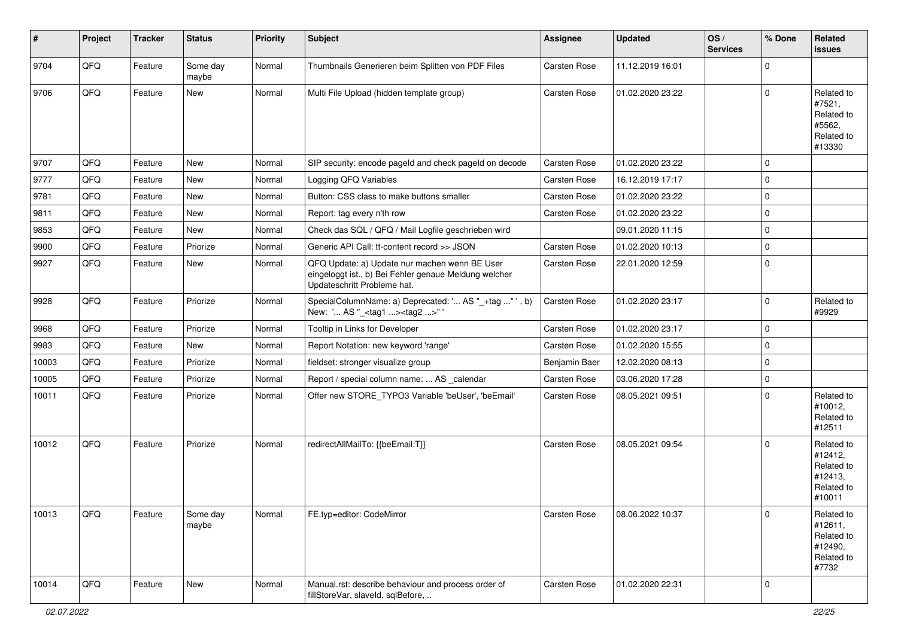| # | Project | Tracker | Status | Priority | Subject | Assignee | Updated | OS / Services | % Done | Related issues |
|---|---|---|---|---|---|---|---|---|---|---|
| 9704 | QFQ | Feature | Some day maybe | Normal | Thumbnails Generieren beim Splitten von PDF Files | Carsten Rose | 11.12.2019 16:01 | | 0 | |
| 9706 | QFQ | Feature | New | Normal | Multi File Upload (hidden template group) | Carsten Rose | 01.02.2020 23:22 | | 0 | Related to #7521, Related to #5562, Related to #13330 |
| 9707 | QFQ | Feature | New | Normal | SIP security: encode pageId and check pageId on decode | Carsten Rose | 01.02.2020 23:22 | | 0 | |
| 9777 | QFQ | Feature | New | Normal | Logging QFQ Variables | Carsten Rose | 16.12.2019 17:17 | | 0 | |
| 9781 | QFQ | Feature | New | Normal | Button: CSS class to make buttons smaller | Carsten Rose | 01.02.2020 23:22 | | 0 | |
| 9811 | QFQ | Feature | New | Normal | Report: tag every n'th row | Carsten Rose | 01.02.2020 23:22 | | 0 | |
| 9853 | QFQ | Feature | New | Normal | Check das SQL / QFQ / Mail Logfile geschrieben wird | | 09.01.2020 11:15 | | 0 | |
| 9900 | QFQ | Feature | Priorize | Normal | Generic API Call: tt-content record >> JSON | Carsten Rose | 01.02.2020 10:13 | | 0 | |
| 9927 | QFQ | Feature | New | Normal | QFQ Update: a) Update nur machen wenn BE User eingeloggt ist., b) Bei Fehler genaue Meldung welcher Updateschritt Probleme hat. | Carsten Rose | 22.01.2020 12:59 | | 0 | |
| 9928 | QFQ | Feature | Priorize | Normal | SpecialColumnName: a) Deprecated: '... AS "_+tag ..." ', b) New: '... AS "_<tag1 ...><tag2 ...>" ' | Carsten Rose | 01.02.2020 23:17 | | 0 | Related to #9929 |
| 9968 | QFQ | Feature | Priorize | Normal | Tooltip in Links for Developer | Carsten Rose | 01.02.2020 23:17 | | 0 | |
| 9983 | QFQ | Feature | New | Normal | Report Notation: new keyword 'range' | Carsten Rose | 01.02.2020 15:55 | | 0 | |
| 10003 | QFQ | Feature | Priorize | Normal | fieldset: stronger visualize group | Benjamin Baer | 12.02.2020 08:13 | | 0 | |
| 10005 | QFQ | Feature | Priorize | Normal | Report / special column name: ... AS _calendar | Carsten Rose | 03.06.2020 17:28 | | 0 | |
| 10011 | QFQ | Feature | Priorize | Normal | Offer new STORE_TYPO3 Variable 'beUser', 'beEmail' | Carsten Rose | 08.05.2021 09:51 | | 0 | Related to #10012, Related to #12511 |
| 10012 | QFQ | Feature | Priorize | Normal | redirectAllMailTo: {{beEmail:T}} | Carsten Rose | 08.05.2021 09:54 | | 0 | Related to #12412, Related to #12413, Related to #10011 |
| 10013 | QFQ | Feature | Some day maybe | Normal | FE.typ=editor: CodeMirror | Carsten Rose | 08.06.2022 10:37 | | 0 | Related to #12611, Related to #12490, Related to #7732 |
| 10014 | QFQ | Feature | New | Normal | Manual.rst: describe behaviour and process order of fillStoreVar, slaveId, sqlBefore, .. | Carsten Rose | 01.02.2020 22:31 | | 0 | |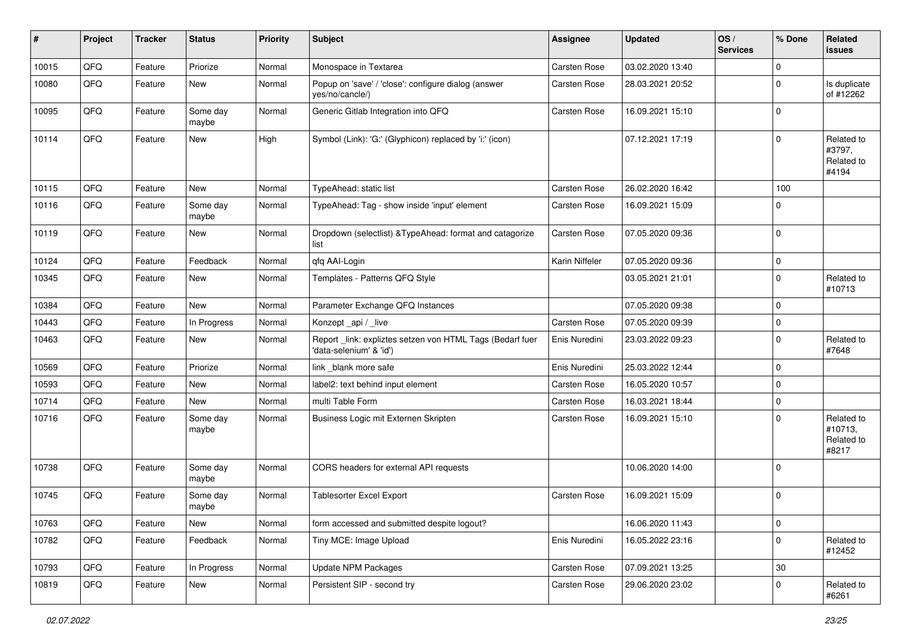| # | Project | Tracker | Status | Priority | Subject | Assignee | Updated | OS / Services | % Done | Related issues |
|---|---|---|---|---|---|---|---|---|---|---|
| 10015 | QFQ | Feature | Priorize | Normal | Monospace in Textarea | Carsten Rose | 03.02.2020 13:40 | | 0 | |
| 10080 | QFQ | Feature | New | Normal | Popup on 'save' / 'close': configure dialog (answer yes/no/cancle/) | Carsten Rose | 28.03.2021 20:52 | | 0 | Is duplicate of #12262 |
| 10095 | QFQ | Feature | Some day maybe | Normal | Generic Gitlab Integration into QFQ | Carsten Rose | 16.09.2021 15:10 | | 0 | |
| 10114 | QFQ | Feature | New | High | Symbol (Link): 'G:' (Glyphicon) replaced by 'i:' (icon) | | 07.12.2021 17:19 | | 0 | Related to #3797, Related to #4194 |
| 10115 | QFQ | Feature | New | Normal | TypeAhead: static list | Carsten Rose | 26.02.2020 16:42 | | 100 | |
| 10116 | QFQ | Feature | Some day maybe | Normal | TypeAhead: Tag - show inside 'input' element | Carsten Rose | 16.09.2021 15:09 | | 0 | |
| 10119 | QFQ | Feature | New | Normal | Dropdown (selectlist) &TypeAhead: format and catagorize list | Carsten Rose | 07.05.2020 09:36 | | 0 | |
| 10124 | QFQ | Feature | Feedback | Normal | qfq AAI-Login | Karin Niffeler | 07.05.2020 09:36 | | 0 | |
| 10345 | QFQ | Feature | New | Normal | Templates - Patterns QFQ Style | | 03.05.2021 21:01 | | 0 | Related to #10713 |
| 10384 | QFQ | Feature | New | Normal | Parameter Exchange QFQ Instances | | 07.05.2020 09:38 | | 0 | |
| 10443 | QFQ | Feature | In Progress | Normal | Konzept _api / _live | Carsten Rose | 07.05.2020 09:39 | | 0 | |
| 10463 | QFQ | Feature | New | Normal | Report _link: expliztes setzen von HTML Tags (Bedarf fuer 'data-selenium' & 'id') | Enis Nuredini | 23.03.2022 09:23 | | 0 | Related to #7648 |
| 10569 | QFQ | Feature | Priorize | Normal | link _blank more safe | Enis Nuredini | 25.03.2022 12:44 | | 0 | |
| 10593 | QFQ | Feature | New | Normal | label2: text behind input element | Carsten Rose | 16.05.2020 10:57 | | 0 | |
| 10714 | QFQ | Feature | New | Normal | multi Table Form | Carsten Rose | 16.03.2021 18:44 | | 0 | |
| 10716 | QFQ | Feature | Some day maybe | Normal | Business Logic mit Externen Skripten | Carsten Rose | 16.09.2021 15:10 | | 0 | Related to #10713, Related to #8217 |
| 10738 | QFQ | Feature | Some day maybe | Normal | CORS headers for external API requests | | 10.06.2020 14:00 | | 0 | |
| 10745 | QFQ | Feature | Some day maybe | Normal | Tablesorter Excel Export | Carsten Rose | 16.09.2021 15:09 | | 0 | |
| 10763 | QFQ | Feature | New | Normal | form accessed and submitted despite logout? | | 16.06.2020 11:43 | | 0 | |
| 10782 | QFQ | Feature | Feedback | Normal | Tiny MCE: Image Upload | Enis Nuredini | 16.05.2022 23:16 | | 0 | Related to #12452 |
| 10793 | QFQ | Feature | In Progress | Normal | Update NPM Packages | Carsten Rose | 07.09.2021 13:25 | | 30 | |
| 10819 | QFQ | Feature | New | Normal | Persistent SIP - second try | Carsten Rose | 29.06.2020 23:02 | | 0 | Related to #6261 |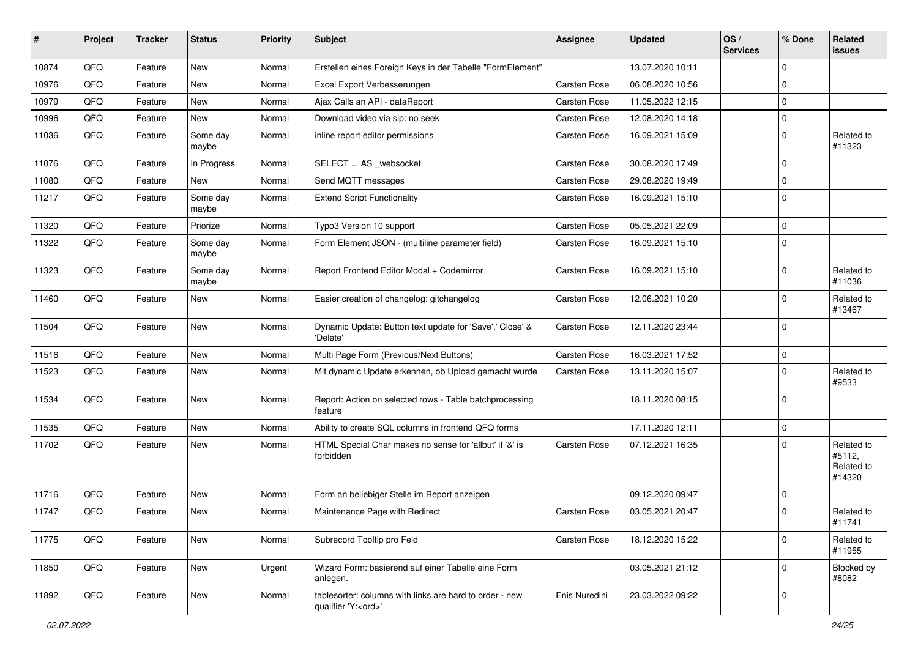| # | Project | Tracker | Status | Priority | Subject | Assignee | Updated | OS / Services | % Done | Related issues |
|---|---|---|---|---|---|---|---|---|---|---|
| 10874 | QFQ | Feature | New | Normal | Erstellen eines Foreign Keys in der Tabelle "FormElement" | | 13.07.2020 10:11 | | 0 | |
| 10976 | QFQ | Feature | New | Normal | Excel Export Verbesserungen | Carsten Rose | 06.08.2020 10:56 | | 0 | |
| 10979 | QFQ | Feature | New | Normal | Ajax Calls an API - dataReport | Carsten Rose | 11.05.2022 12:15 | | 0 | |
| 10996 | QFQ | Feature | New | Normal | Download video via sip: no seek | Carsten Rose | 12.08.2020 14:18 | | 0 | |
| 11036 | QFQ | Feature | Some day maybe | Normal | inline report editor permissions | Carsten Rose | 16.09.2021 15:09 | | 0 | Related to #11323 |
| 11076 | QFQ | Feature | In Progress | Normal | SELECT ... AS _websocket | Carsten Rose | 30.08.2020 17:49 | | 0 | |
| 11080 | QFQ | Feature | New | Normal | Send MQTT messages | Carsten Rose | 29.08.2020 19:49 | | 0 | |
| 11217 | QFQ | Feature | Some day maybe | Normal | Extend Script Functionality | Carsten Rose | 16.09.2021 15:10 | | 0 | |
| 11320 | QFQ | Feature | Priorize | Normal | Typo3 Version 10 support | Carsten Rose | 05.05.2021 22:09 | | 0 | |
| 11322 | QFQ | Feature | Some day maybe | Normal | Form Element JSON - (multiline parameter field) | Carsten Rose | 16.09.2021 15:10 | | 0 | |
| 11323 | QFQ | Feature | Some day maybe | Normal | Report Frontend Editor Modal + Codemirror | Carsten Rose | 16.09.2021 15:10 | | 0 | Related to #11036 |
| 11460 | QFQ | Feature | New | Normal | Easier creation of changelog: gitchangelog | Carsten Rose | 12.06.2021 10:20 | | 0 | Related to #13467 |
| 11504 | QFQ | Feature | New | Normal | Dynamic Update: Button text update for 'Save',' Close' & 'Delete' | Carsten Rose | 12.11.2020 23:44 | | 0 | |
| 11516 | QFQ | Feature | New | Normal | Multi Page Form (Previous/Next Buttons) | Carsten Rose | 16.03.2021 17:52 | | 0 | |
| 11523 | QFQ | Feature | New | Normal | Mit dynamic Update erkennen, ob Upload gemacht wurde | Carsten Rose | 13.11.2020 15:07 | | 0 | Related to #9533 |
| 11534 | QFQ | Feature | New | Normal | Report: Action on selected rows - Table batchprocessing feature | | 18.11.2020 08:15 | | 0 | |
| 11535 | QFQ | Feature | New | Normal | Ability to create SQL columns in frontend QFQ forms | | 17.11.2020 12:11 | | 0 | |
| 11702 | QFQ | Feature | New | Normal | HTML Special Char makes no sense for 'allbut' if '&' is forbidden | Carsten Rose | 07.12.2021 16:35 | | 0 | Related to #5112, Related to #14320 |
| 11716 | QFQ | Feature | New | Normal | Form an beliebiger Stelle im Report anzeigen | | 09.12.2020 09:47 | | 0 | |
| 11747 | QFQ | Feature | New | Normal | Maintenance Page with Redirect | Carsten Rose | 03.05.2021 20:47 | | 0 | Related to #11741 |
| 11775 | QFQ | Feature | New | Normal | Subrecord Tooltip pro Feld | Carsten Rose | 18.12.2020 15:22 | | 0 | Related to #11955 |
| 11850 | QFQ | Feature | New | Urgent | Wizard Form: basierend auf einer Tabelle eine Form anlegen. | | 03.05.2021 21:12 | | 0 | Blocked by #8082 |
| 11892 | QFQ | Feature | New | Normal | tablesorter: columns with links are hard to order - new qualifier 'Y:<ord>' | Enis Nuredini | 23.03.2022 09:22 | | 0 | |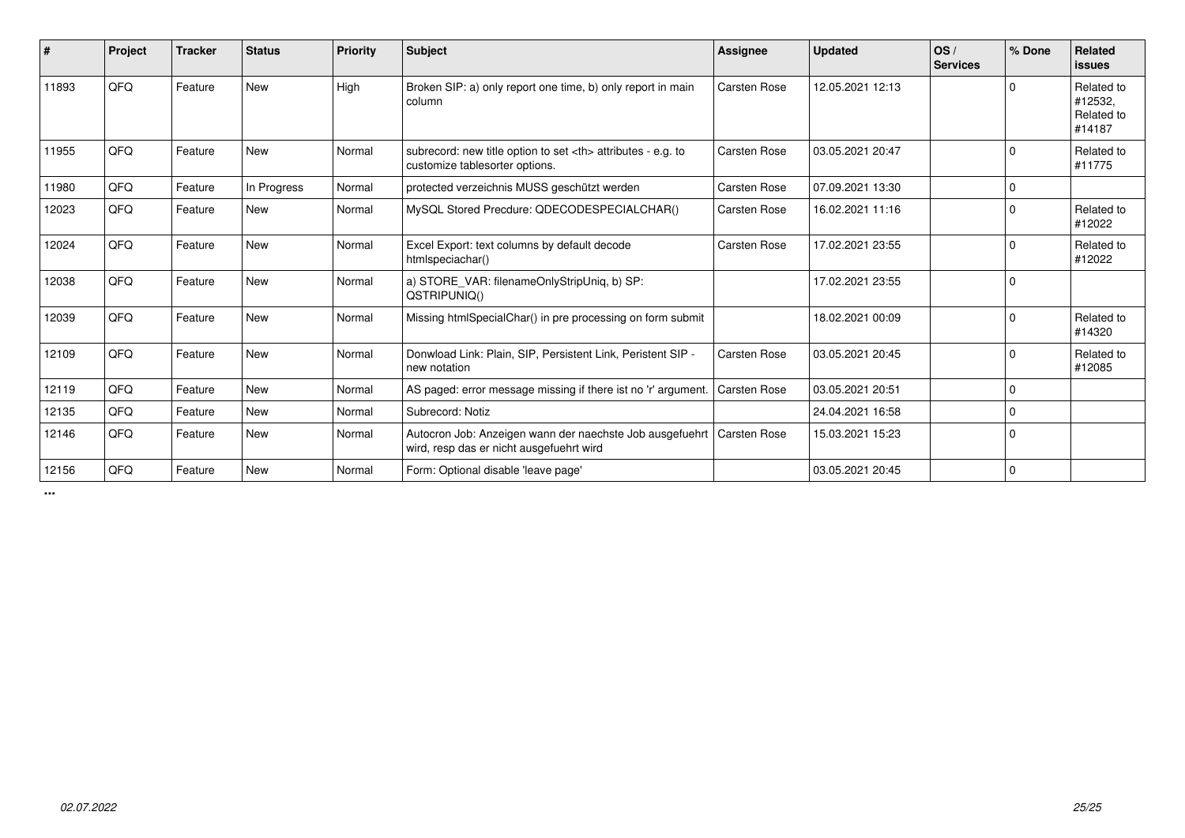| # | Project | Tracker | Status | Priority | Subject | Assignee | Updated | OS / Services | % Done | Related issues |
|---|---|---|---|---|---|---|---|---|---|---|
| 11893 | QFQ | Feature | New | High | Broken SIP: a) only report one time, b) only report in main column | Carsten Rose | 12.05.2021 12:13 | | 0 | Related to #12532, Related to #14187 |
| 11955 | QFQ | Feature | New | Normal | subrecord: new title option to set <th> attributes - e.g. to customize tablesorter options. | Carsten Rose | 03.05.2021 20:47 | | 0 | Related to #11775 |
| 11980 | QFQ | Feature | In Progress | Normal | protected verzeichnis MUSS geschützt werden | Carsten Rose | 07.09.2021 13:30 | | 0 | |
| 12023 | QFQ | Feature | New | Normal | MySQL Stored Precdure: QDECODESPECIALCHAR() | Carsten Rose | 16.02.2021 11:16 | | 0 | Related to #12022 |
| 12024 | QFQ | Feature | New | Normal | Excel Export: text columns by default decode htmlspeciachar() | Carsten Rose | 17.02.2021 23:55 | | 0 | Related to #12022 |
| 12038 | QFQ | Feature | New | Normal | a) STORE_VAR: filenameOnlyStripUniq, b) SP: QSTRIPUNIQ() | | 17.02.2021 23:55 | | 0 | |
| 12039 | QFQ | Feature | New | Normal | Missing htmlSpecialChar() in pre processing on form submit | | 18.02.2021 00:09 | | 0 | Related to #14320 |
| 12109 | QFQ | Feature | New | Normal | Donwload Link: Plain, SIP, Persistent Link, Peristent SIP - new notation | Carsten Rose | 03.05.2021 20:45 | | 0 | Related to #12085 |
| 12119 | QFQ | Feature | New | Normal | AS paged: error message missing if there ist no 'r' argument. | Carsten Rose | 03.05.2021 20:51 | | 0 | |
| 12135 | QFQ | Feature | New | Normal | Subrecord: Notiz | | 24.04.2021 16:58 | | 0 | |
| 12146 | QFQ | Feature | New | Normal | Autocron Job: Anzeigen wann der naechste Job ausgefuehrt wird, resp das er nicht ausgefuehrt wird | Carsten Rose | 15.03.2021 15:23 | | 0 | |
| 12156 | QFQ | Feature | New | Normal | Form: Optional disable 'leave page' | | 03.05.2021 20:45 | | 0 | |

...